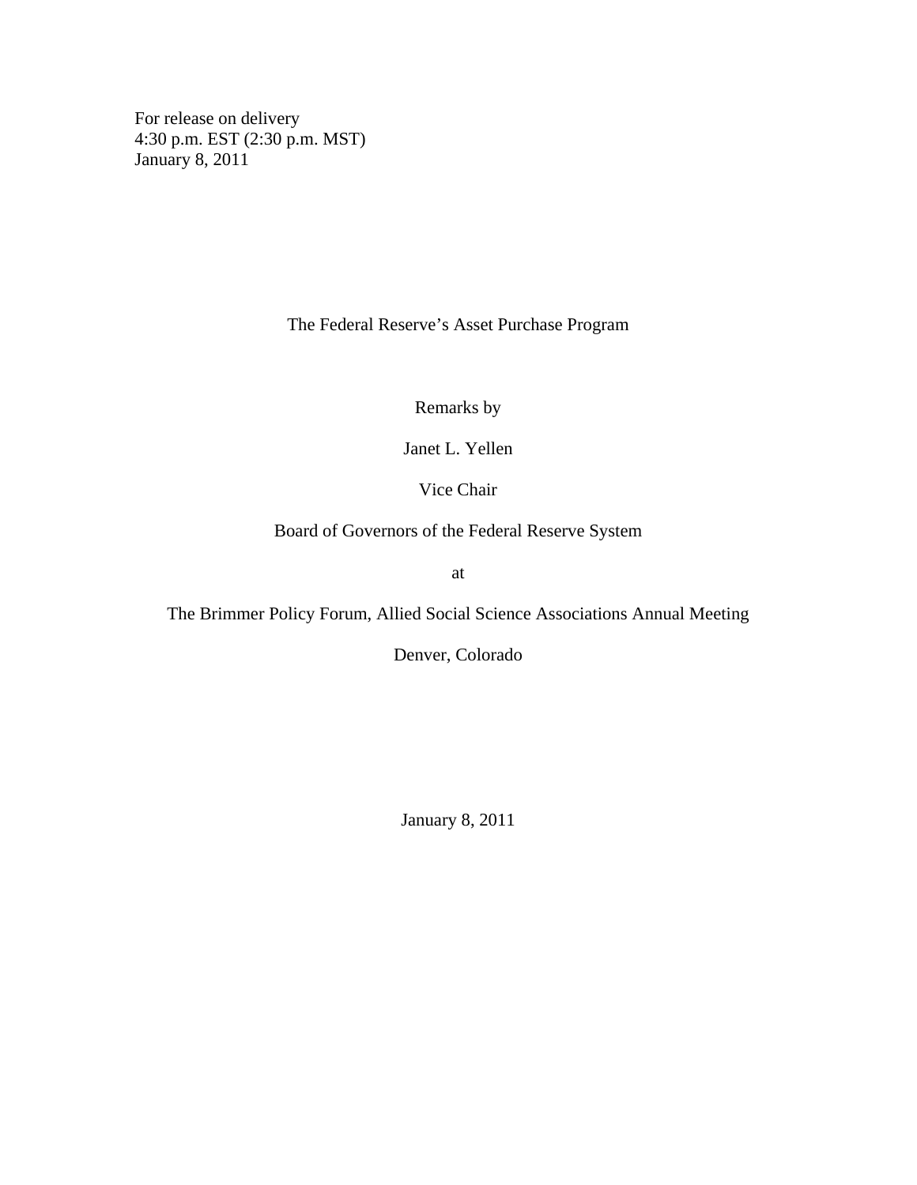For release on delivery
4:30 p.m. EST (2:30 p.m. MST)
January 8, 2011

# The Federal Reserve's Asset Purchase Program

Remarks by

Janet L. Yellen

Vice Chair

Board of Governors of the Federal Reserve System

at

The Brimmer Policy Forum, Allied Social Science Associations Annual Meeting

Denver, Colorado

January 8, 2011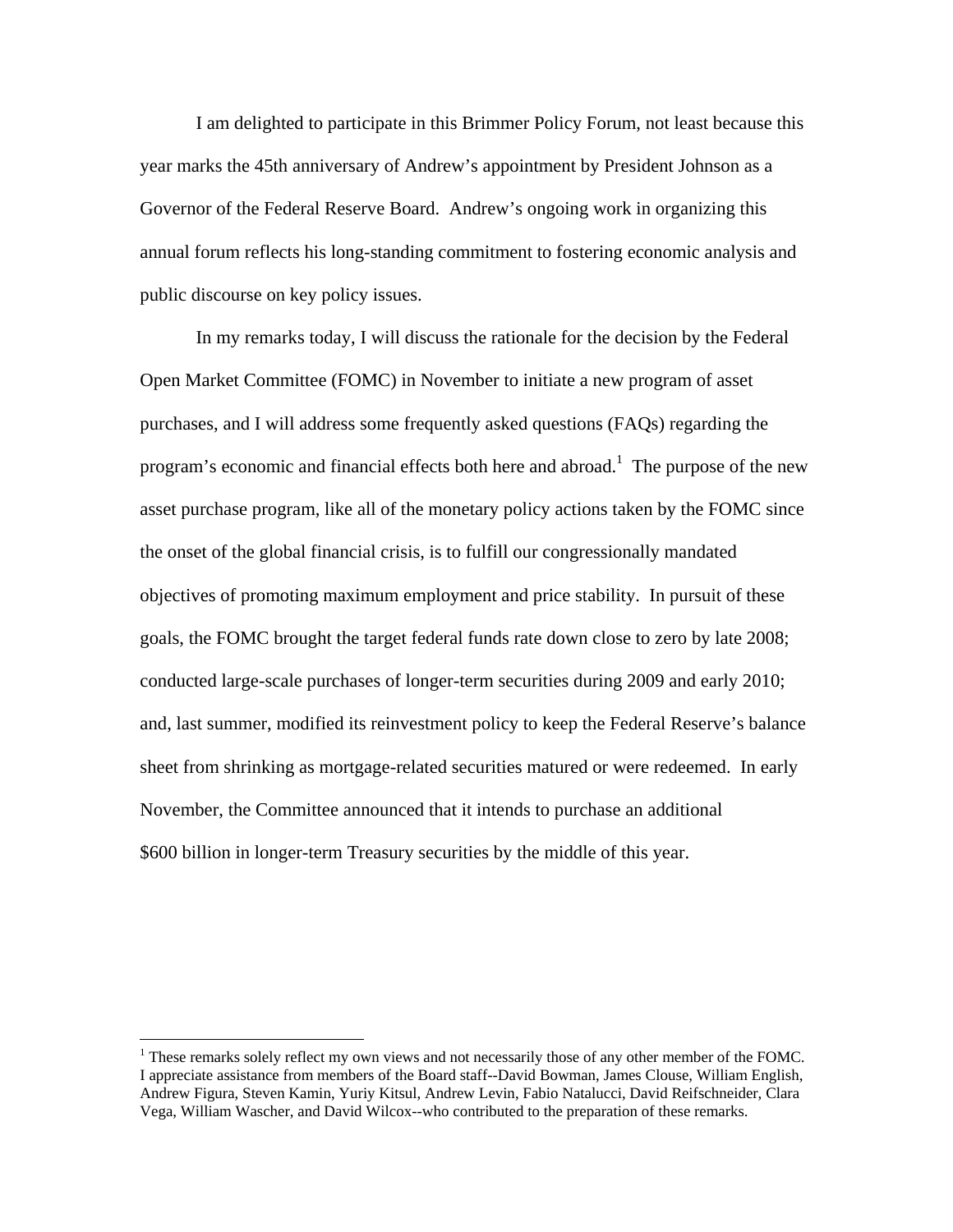I am delighted to participate in this Brimmer Policy Forum, not least because this year marks the 45th anniversary of Andrew's appointment by President Johnson as a Governor of the Federal Reserve Board. Andrew's ongoing work in organizing this annual forum reflects his long-standing commitment to fostering economic analysis and public discourse on key policy issues.

In my remarks today, I will discuss the rationale for the decision by the Federal Open Market Committee (FOMC) in November to initiate a new program of asset purchases, and I will address some frequently asked questions (FAQs) regarding the program's economic and financial effects both here and abroad.[1] The purpose of the new asset purchase program, like all of the monetary policy actions taken by the FOMC since the onset of the global financial crisis, is to fulfill our congressionally mandated objectives of promoting maximum employment and price stability. In pursuit of these goals, the FOMC brought the target federal funds rate down close to zero by late 2008; conducted large-scale purchases of longer-term securities during 2009 and early 2010; and, last summer, modified its reinvestment policy to keep the Federal Reserve's balance sheet from shrinking as mortgage-related securities matured or were redeemed. In early November, the Committee announced that it intends to purchase an additional $600 billion in longer-term Treasury securities by the middle of this year.

---

[1] These remarks solely reflect my own views and not necessarily those of any other member of the FOMC. I appreciate assistance from members of the Board staff--David Bowman, James Clouse, William English, Andrew Figura, Steven Kamin, Yuriy Kitsul, Andrew Levin, Fabio Natalucci, David Reifschneider, Clara Vega, William Wascher, and David Wilcox--who contributed to the preparation of these remarks.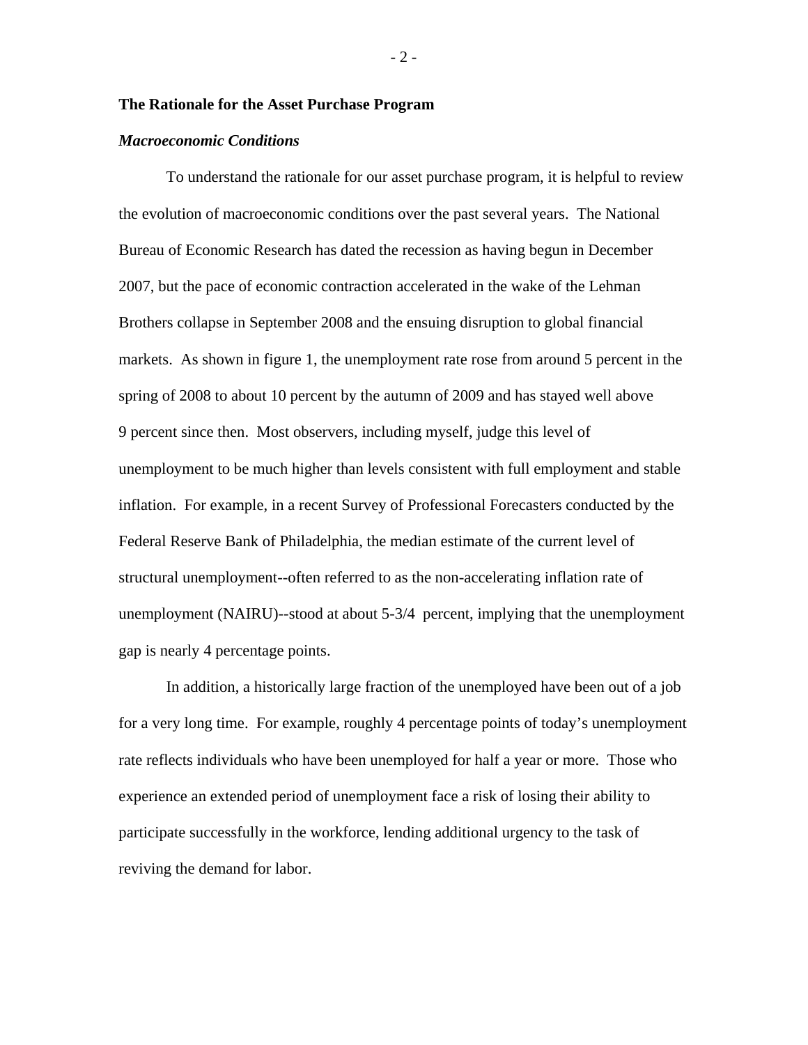## The Rationale for the Asset Purchase Program

### *Macroeconomic Conditions*

To understand the rationale for our asset purchase program, it is helpful to review the evolution of macroeconomic conditions over the past several years. The National Bureau of Economic Research has dated the recession as having begun in December 2007, but the pace of economic contraction accelerated in the wake of the Lehman Brothers collapse in September 2008 and the ensuing disruption to global financial markets. As shown in figure 1, the unemployment rate rose from around 5 percent in the spring of 2008 to about 10 percent by the autumn of 2009 and has stayed well above 9 percent since then. Most observers, including myself, judge this level of unemployment to be much higher than levels consistent with full employment and stable inflation. For example, in a recent Survey of Professional Forecasters conducted by the Federal Reserve Bank of Philadelphia, the median estimate of the current level of structural unemployment--often referred to as the non-accelerating inflation rate of unemployment (NAIRU)--stood at about 5-3/4 percent, implying that the unemployment gap is nearly 4 percentage points.

In addition, a historically large fraction of the unemployed have been out of a job for a very long time. For example, roughly 4 percentage points of today's unemployment rate reflects individuals who have been unemployed for half a year or more. Those who experience an extended period of unemployment face a risk of losing their ability to participate successfully in the workforce, lending additional urgency to the task of reviving the demand for labor.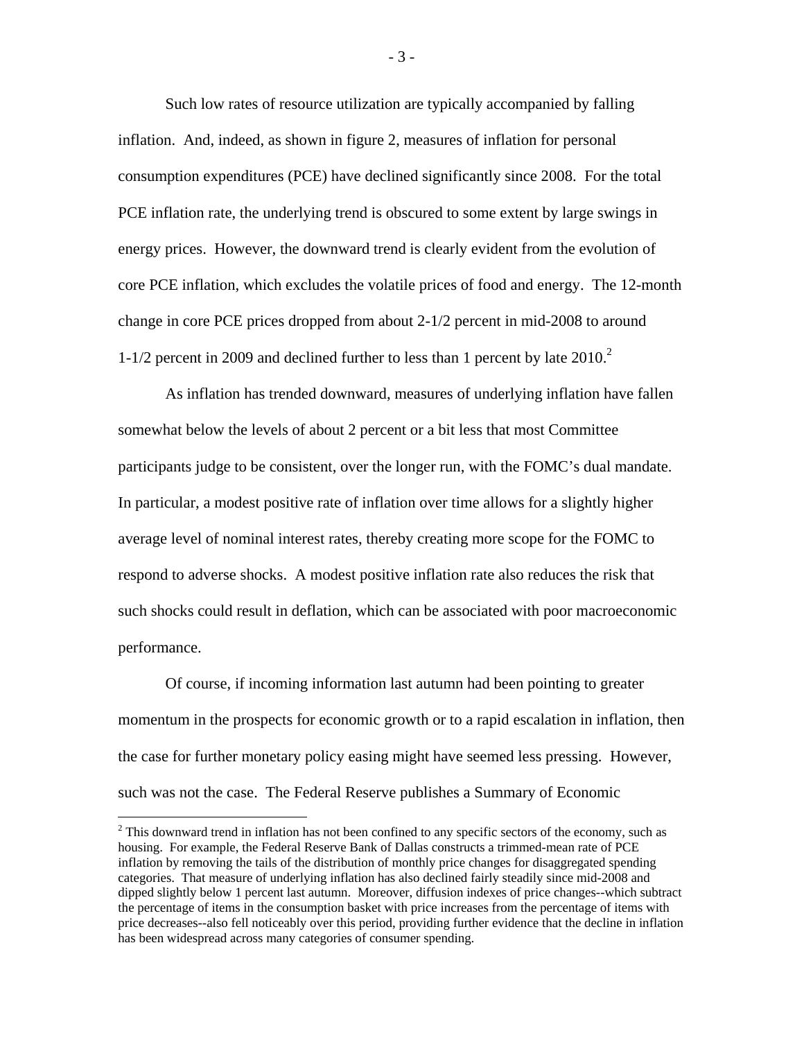Such low rates of resource utilization are typically accompanied by falling inflation. And, indeed, as shown in figure 2, measures of inflation for personal consumption expenditures (PCE) have declined significantly since 2008. For the total PCE inflation rate, the underlying trend is obscured to some extent by large swings in energy prices. However, the downward trend is clearly evident from the evolution of core PCE inflation, which excludes the volatile prices of food and energy. The 12-month change in core PCE prices dropped from about 2-1/2 percent in mid-2008 to around 1-1/2 percent in 2009 and declined further to less than 1 percent by late 2010.[2]

As inflation has trended downward, measures of underlying inflation have fallen somewhat below the levels of about 2 percent or a bit less that most Committee participants judge to be consistent, over the longer run, with the FOMC's dual mandate. In particular, a modest positive rate of inflation over time allows for a slightly higher average level of nominal interest rates, thereby creating more scope for the FOMC to respond to adverse shocks. A modest positive inflation rate also reduces the risk that such shocks could result in deflation, which can be associated with poor macroeconomic performance.

Of course, if incoming information last autumn had been pointing to greater momentum in the prospects for economic growth or to a rapid escalation in inflation, then the case for further monetary policy easing might have seemed less pressing. However, such was not the case. The Federal Reserve publishes a Summary of Economic

[2] This downward trend in inflation has not been confined to any specific sectors of the economy, such as housing. For example, the Federal Reserve Bank of Dallas constructs a trimmed-mean rate of PCE inflation by removing the tails of the distribution of monthly price changes for disaggregated spending categories. That measure of underlying inflation has also declined fairly steadily since mid-2008 and dipped slightly below 1 percent last autumn. Moreover, diffusion indexes of price changes--which subtract the percentage of items in the consumption basket with price increases from the percentage of items with price decreases--also fell noticeably over this period, providing further evidence that the decline in inflation has been widespread across many categories of consumer spending.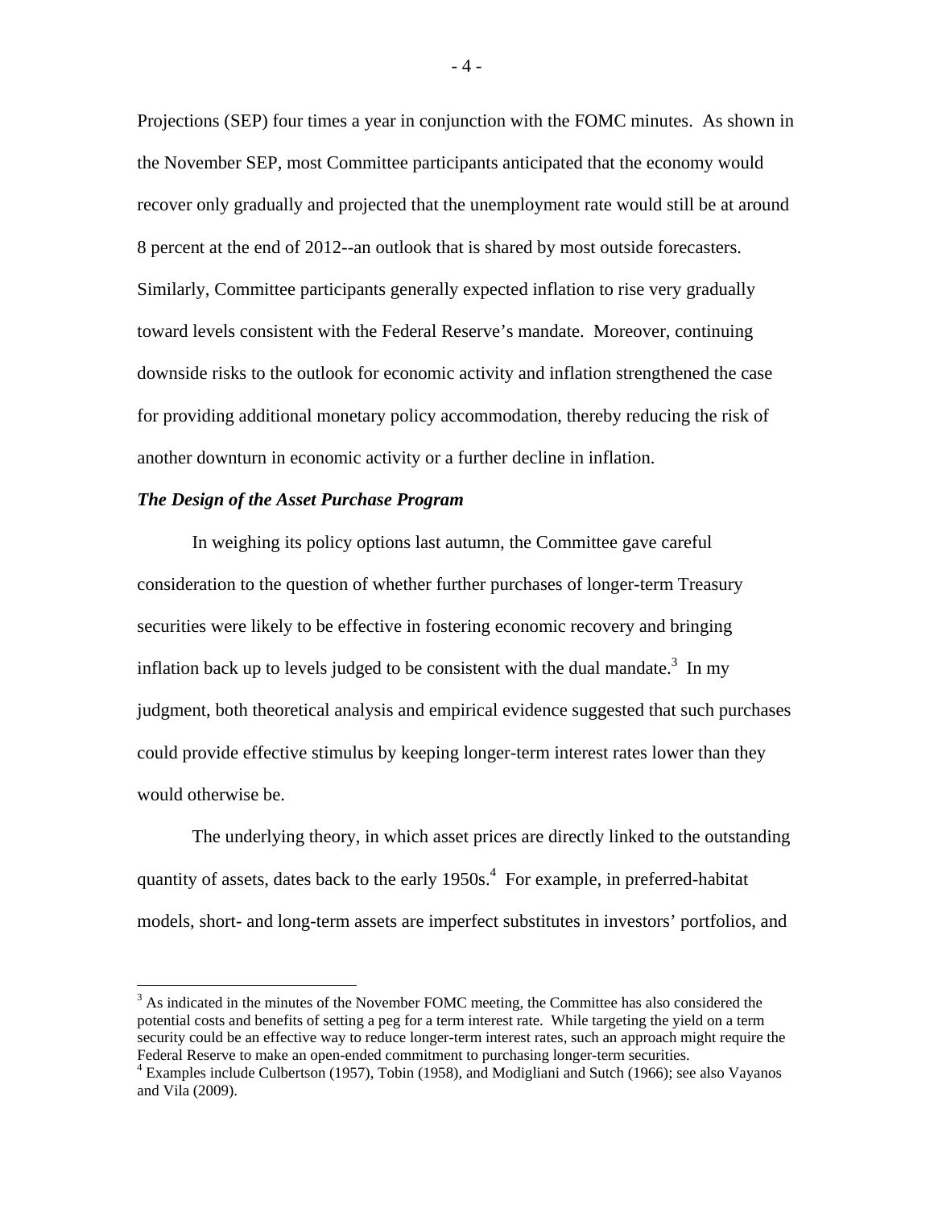Projections (SEP) four times a year in conjunction with the FOMC minutes. As shown in the November SEP, most Committee participants anticipated that the economy would recover only gradually and projected that the unemployment rate would still be at around 8 percent at the end of 2012--an outlook that is shared by most outside forecasters. Similarly, Committee participants generally expected inflation to rise very gradually toward levels consistent with the Federal Reserve's mandate. Moreover, continuing downside risks to the outlook for economic activity and inflation strengthened the case for providing additional monetary policy accommodation, thereby reducing the risk of another downturn in economic activity or a further decline in inflation.

***The Design of the Asset Purchase Program***

In weighing its policy options last autumn, the Committee gave careful consideration to the question of whether further purchases of longer-term Treasury securities were likely to be effective in fostering economic recovery and bringing inflation back up to levels judged to be consistent with the dual mandate.[3] In my judgment, both theoretical analysis and empirical evidence suggested that such purchases could provide effective stimulus by keeping longer-term interest rates lower than they would otherwise be.

The underlying theory, in which asset prices are directly linked to the outstanding quantity of assets, dates back to the early 1950s.[4] For example, in preferred-habitat models, short- and long-term assets are imperfect substitutes in investors' portfolios, and

---

[3] As indicated in the minutes of the November FOMC meeting, the Committee has also considered the potential costs and benefits of setting a peg for a term interest rate. While targeting the yield on a term security could be an effective way to reduce longer-term interest rates, such an approach might require the Federal Reserve to make an open-ended commitment to purchasing longer-term securities.

[4] Examples include Culbertson (1957), Tobin (1958), and Modigliani and Sutch (1966); see also Vayanos and Vila (2009).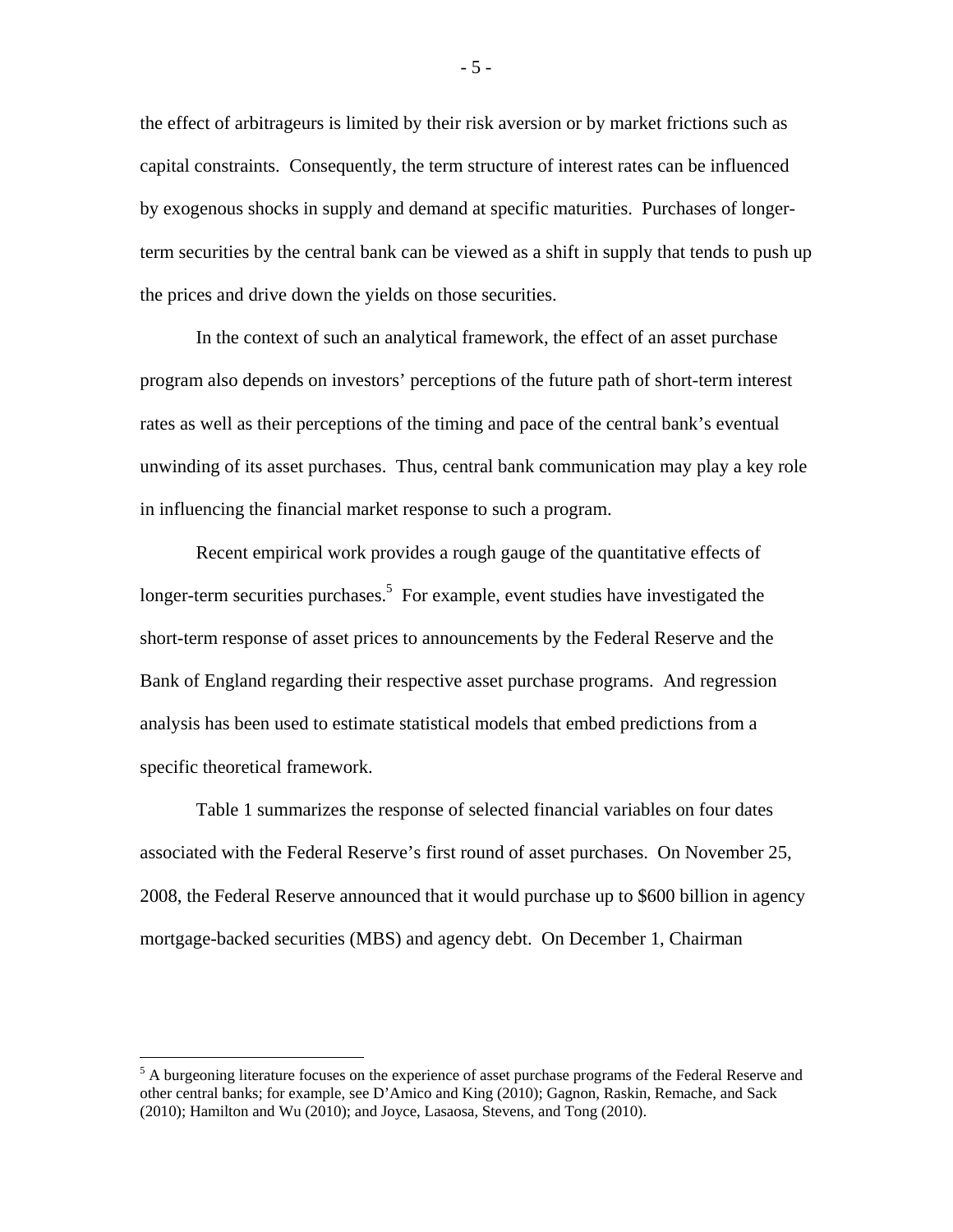the effect of arbitrageurs is limited by their risk aversion or by market frictions such as capital constraints. Consequently, the term structure of interest rates can be influenced by exogenous shocks in supply and demand at specific maturities. Purchases of longer-term securities by the central bank can be viewed as a shift in supply that tends to push up the prices and drive down the yields on those securities.

In the context of such an analytical framework, the effect of an asset purchase program also depends on investors' perceptions of the future path of short-term interest rates as well as their perceptions of the timing and pace of the central bank's eventual unwinding of its asset purchases. Thus, central bank communication may play a key role in influencing the financial market response to such a program.

Recent empirical work provides a rough gauge of the quantitative effects of longer-term securities purchases.[5] For example, event studies have investigated the short-term response of asset prices to announcements by the Federal Reserve and the Bank of England regarding their respective asset purchase programs. And regression analysis has been used to estimate statistical models that embed predictions from a specific theoretical framework.

Table 1 summarizes the response of selected financial variables on four dates associated with the Federal Reserve's first round of asset purchases. On November 25, 2008, the Federal Reserve announced that it would purchase up to $600 billion in agency mortgage-backed securities (MBS) and agency debt. On December 1, Chairman

---

[5] A burgeoning literature focuses on the experience of asset purchase programs of the Federal Reserve and other central banks; for example, see D'Amico and King (2010); Gagnon, Raskin, Remache, and Sack (2010); Hamilton and Wu (2010); and Joyce, Lasaosa, Stevens, and Tong (2010).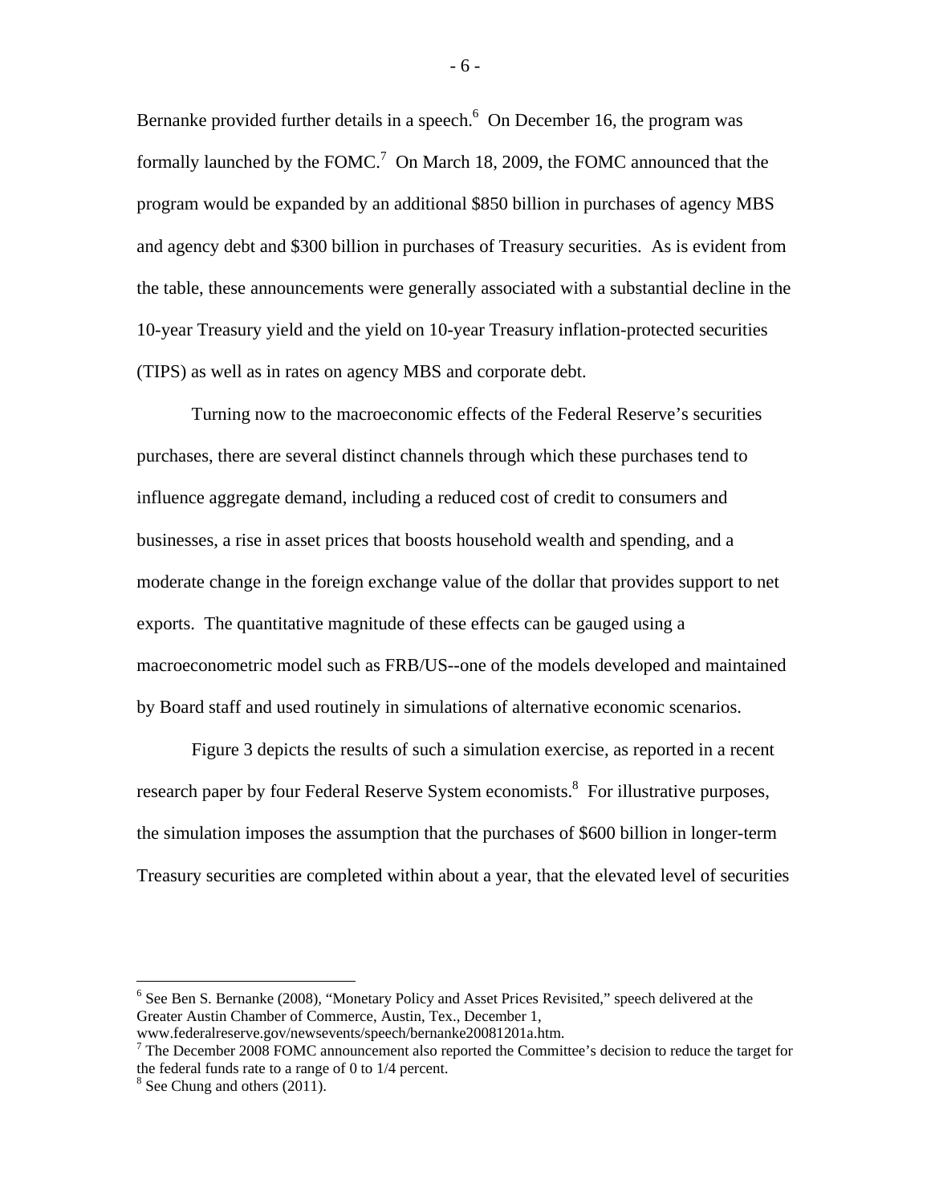Bernanke provided further details in a speech.[6] On December 16, the program was formally launched by the FOMC.[7] On March 18, 2009, the FOMC announced that the program would be expanded by an additional $850 billion in purchases of agency MBS and agency debt and $300 billion in purchases of Treasury securities. As is evident from the table, these announcements were generally associated with a substantial decline in the 10-year Treasury yield and the yield on 10-year Treasury inflation-protected securities (TIPS) as well as in rates on agency MBS and corporate debt.

Turning now to the macroeconomic effects of the Federal Reserve's securities purchases, there are several distinct channels through which these purchases tend to influence aggregate demand, including a reduced cost of credit to consumers and businesses, a rise in asset prices that boosts household wealth and spending, and a moderate change in the foreign exchange value of the dollar that provides support to net exports. The quantitative magnitude of these effects can be gauged using a macroeconometric model such as FRB/US--one of the models developed and maintained by Board staff and used routinely in simulations of alternative economic scenarios.

Figure 3 depicts the results of such a simulation exercise, as reported in a recent research paper by four Federal Reserve System economists.[8] For illustrative purposes, the simulation imposes the assumption that the purchases of $600 billion in longer-term Treasury securities are completed within about a year, that the elevated level of securities

---

[6] See Ben S. Bernanke (2008), "Monetary Policy and Asset Prices Revisited," speech delivered at the Greater Austin Chamber of Commerce, Austin, Tex., December 1, www.federalreserve.gov/newsevents/speech/bernanke20081201a.htm.

[7] The December 2008 FOMC announcement also reported the Committee's decision to reduce the target for the federal funds rate to a range of 0 to 1/4 percent.

[8] See Chung and others (2011).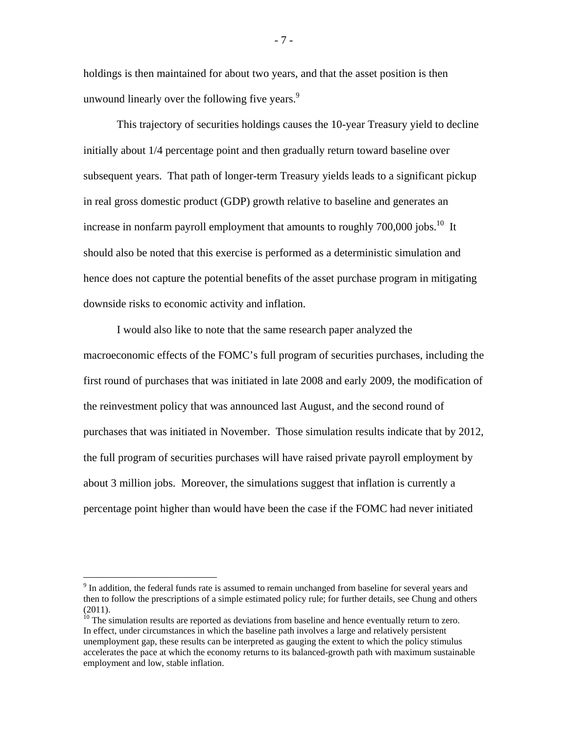holdings is then maintained for about two years, and that the asset position is then unwound linearly over the following five years.[9]

This trajectory of securities holdings causes the 10-year Treasury yield to decline initially about 1/4 percentage point and then gradually return toward baseline over subsequent years. That path of longer-term Treasury yields leads to a significant pickup in real gross domestic product (GDP) growth relative to baseline and generates an increase in nonfarm payroll employment that amounts to roughly 700,000 jobs.[10] It should also be noted that this exercise is performed as a deterministic simulation and hence does not capture the potential benefits of the asset purchase program in mitigating downside risks to economic activity and inflation.

I would also like to note that the same research paper analyzed the macroeconomic effects of the FOMC's full program of securities purchases, including the first round of purchases that was initiated in late 2008 and early 2009, the modification of the reinvestment policy that was announced last August, and the second round of purchases that was initiated in November. Those simulation results indicate that by 2012, the full program of securities purchases will have raised private payroll employment by about 3 million jobs. Moreover, the simulations suggest that inflation is currently a percentage point higher than would have been the case if the FOMC had never initiated

---

[9] In addition, the federal funds rate is assumed to remain unchanged from baseline for several years and then to follow the prescriptions of a simple estimated policy rule; for further details, see Chung and others (2011).

[10] The simulation results are reported as deviations from baseline and hence eventually return to zero. In effect, under circumstances in which the baseline path involves a large and relatively persistent unemployment gap, these results can be interpreted as gauging the extent to which the policy stimulus accelerates the pace at which the economy returns to its balanced-growth path with maximum sustainable employment and low, stable inflation.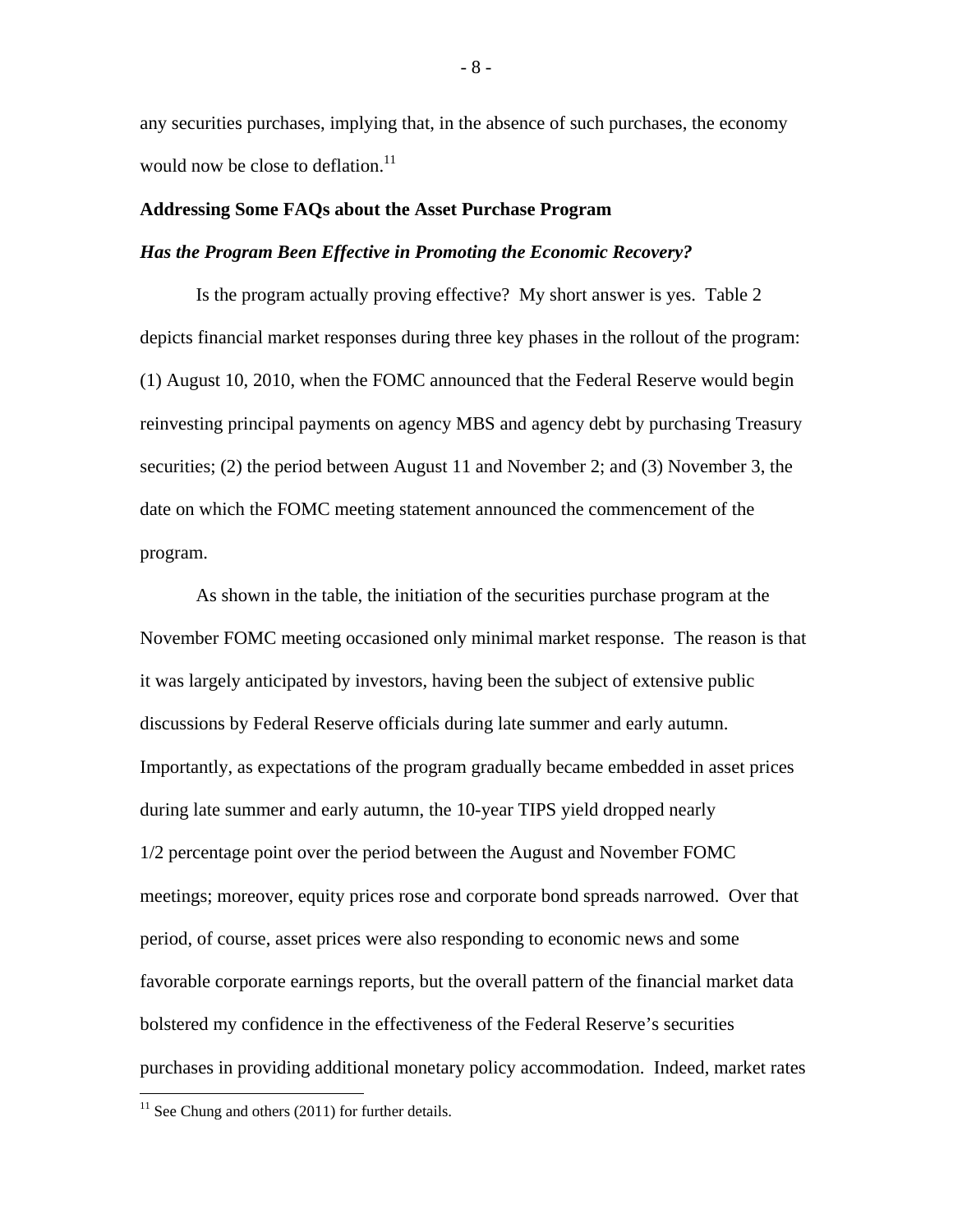any securities purchases, implying that, in the absence of such purchases, the economy would now be close to deflation.[11]

**Addressing Some FAQs about the Asset Purchase Program**

***Has the Program Been Effective in Promoting the Economic Recovery?***

Is the program actually proving effective? My short answer is yes. Table 2 depicts financial market responses during three key phases in the rollout of the program: (1) August 10, 2010, when the FOMC announced that the Federal Reserve would begin reinvesting principal payments on agency MBS and agency debt by purchasing Treasury securities; (2) the period between August 11 and November 2; and (3) November 3, the date on which the FOMC meeting statement announced the commencement of the program.

As shown in the table, the initiation of the securities purchase program at the November FOMC meeting occasioned only minimal market response. The reason is that it was largely anticipated by investors, having been the subject of extensive public discussions by Federal Reserve officials during late summer and early autumn. Importantly, as expectations of the program gradually became embedded in asset prices during late summer and early autumn, the 10-year TIPS yield dropped nearly 1/2 percentage point over the period between the August and November FOMC meetings; moreover, equity prices rose and corporate bond spreads narrowed. Over that period, of course, asset prices were also responding to economic news and some favorable corporate earnings reports, but the overall pattern of the financial market data bolstered my confidence in the effectiveness of the Federal Reserve's securities purchases in providing additional monetary policy accommodation. Indeed, market rates

[11] See Chung and others (2011) for further details.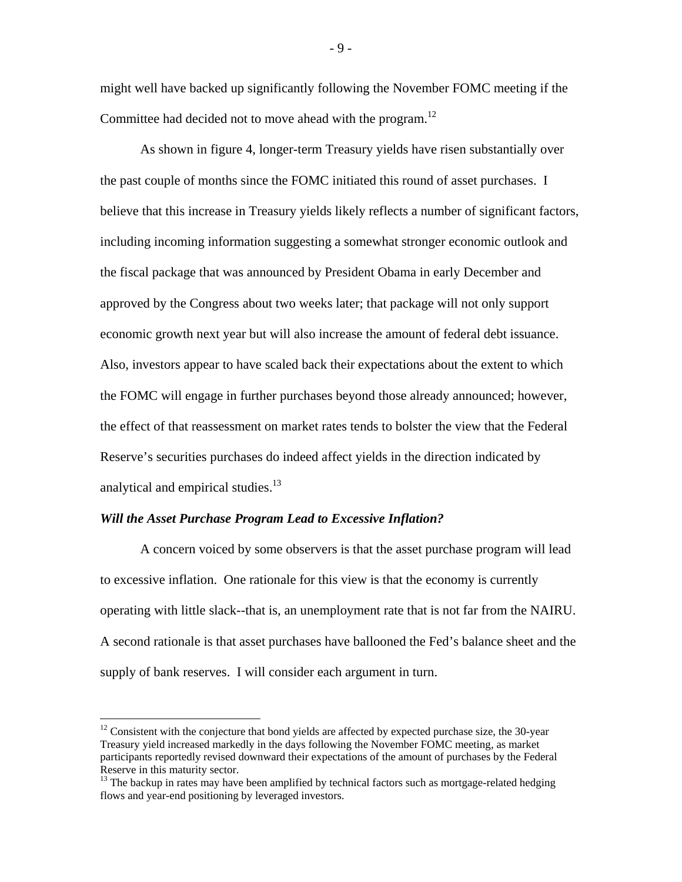might well have backed up significantly following the November FOMC meeting if the Committee had decided not to move ahead with the program.[12]

As shown in figure 4, longer-term Treasury yields have risen substantially over the past couple of months since the FOMC initiated this round of asset purchases. I believe that this increase in Treasury yields likely reflects a number of significant factors, including incoming information suggesting a somewhat stronger economic outlook and the fiscal package that was announced by President Obama in early December and approved by the Congress about two weeks later; that package will not only support economic growth next year but will also increase the amount of federal debt issuance. Also, investors appear to have scaled back their expectations about the extent to which the FOMC will engage in further purchases beyond those already announced; however, the effect of that reassessment on market rates tends to bolster the view that the Federal Reserve's securities purchases do indeed affect yields in the direction indicated by analytical and empirical studies.[13]

***Will the Asset Purchase Program Lead to Excessive Inflation?***

A concern voiced by some observers is that the asset purchase program will lead to excessive inflation. One rationale for this view is that the economy is currently operating with little slack--that is, an unemployment rate that is not far from the NAIRU. A second rationale is that asset purchases have ballooned the Fed's balance sheet and the supply of bank reserves. I will consider each argument in turn.

[12] Consistent with the conjecture that bond yields are affected by expected purchase size, the 30-year Treasury yield increased markedly in the days following the November FOMC meeting, as market participants reportedly revised downward their expectations of the amount of purchases by the Federal Reserve in this maturity sector.

[13] The backup in rates may have been amplified by technical factors such as mortgage-related hedging flows and year-end positioning by leveraged investors.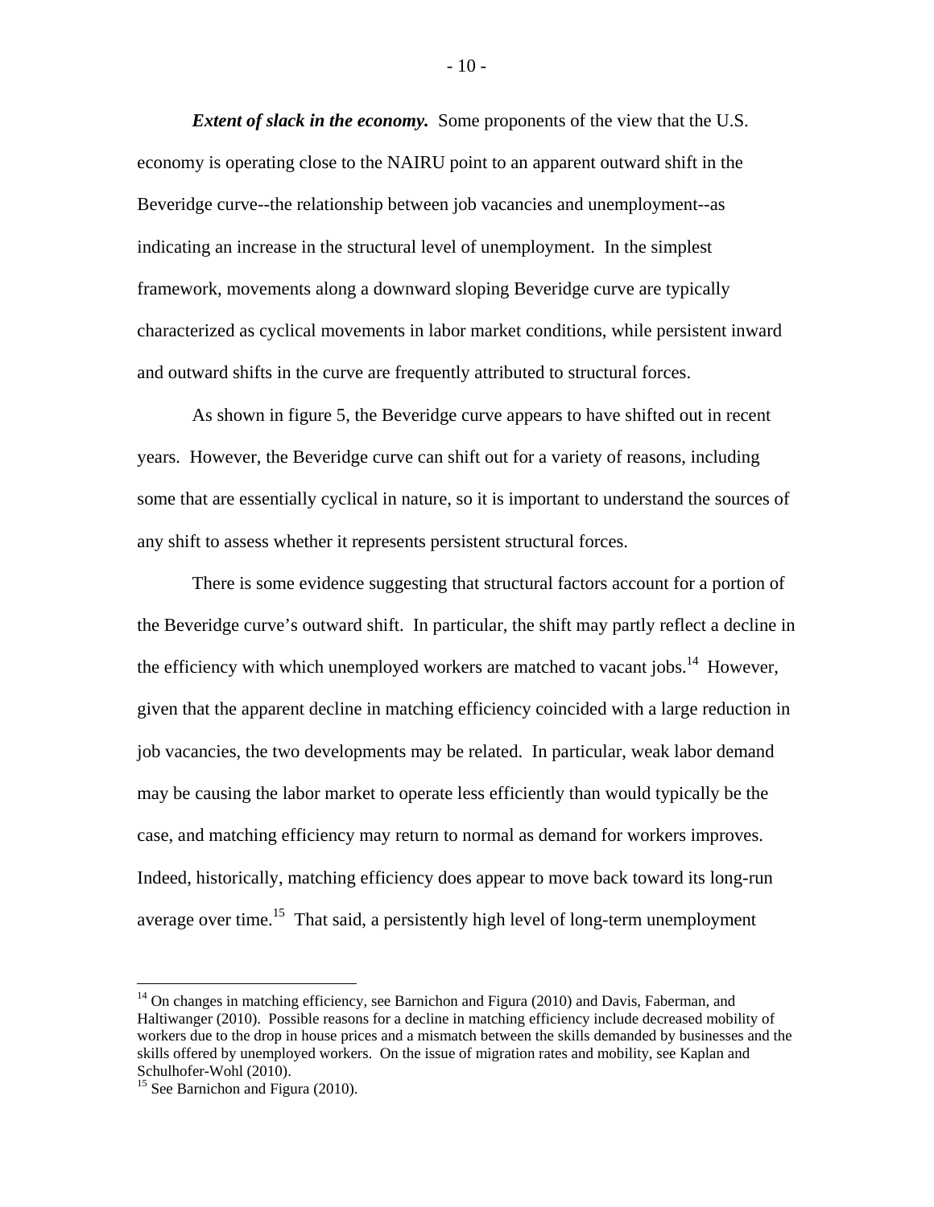***Extent of slack in the economy.*** Some proponents of the view that the U.S. economy is operating close to the NAIRU point to an apparent outward shift in the Beveridge curve--the relationship between job vacancies and unemployment--as indicating an increase in the structural level of unemployment. In the simplest framework, movements along a downward sloping Beveridge curve are typically characterized as cyclical movements in labor market conditions, while persistent inward and outward shifts in the curve are frequently attributed to structural forces.

As shown in figure 5, the Beveridge curve appears to have shifted out in recent years. However, the Beveridge curve can shift out for a variety of reasons, including some that are essentially cyclical in nature, so it is important to understand the sources of any shift to assess whether it represents persistent structural forces.

There is some evidence suggesting that structural factors account for a portion of the Beveridge curve's outward shift. In particular, the shift may partly reflect a decline in the efficiency with which unemployed workers are matched to vacant jobs.[14] However, given that the apparent decline in matching efficiency coincided with a large reduction in job vacancies, the two developments may be related. In particular, weak labor demand may be causing the labor market to operate less efficiently than would typically be the case, and matching efficiency may return to normal as demand for workers improves. Indeed, historically, matching efficiency does appear to move back toward its long-run average over time.[15] That said, a persistently high level of long-term unemployment

---

[14] On changes in matching efficiency, see Barnichon and Figura (2010) and Davis, Faberman, and Haltiwanger (2010). Possible reasons for a decline in matching efficiency include decreased mobility of workers due to the drop in house prices and a mismatch between the skills demanded by businesses and the skills offered by unemployed workers. On the issue of migration rates and mobility, see Kaplan and Schulhofer-Wohl (2010).

[15] See Barnichon and Figura (2010).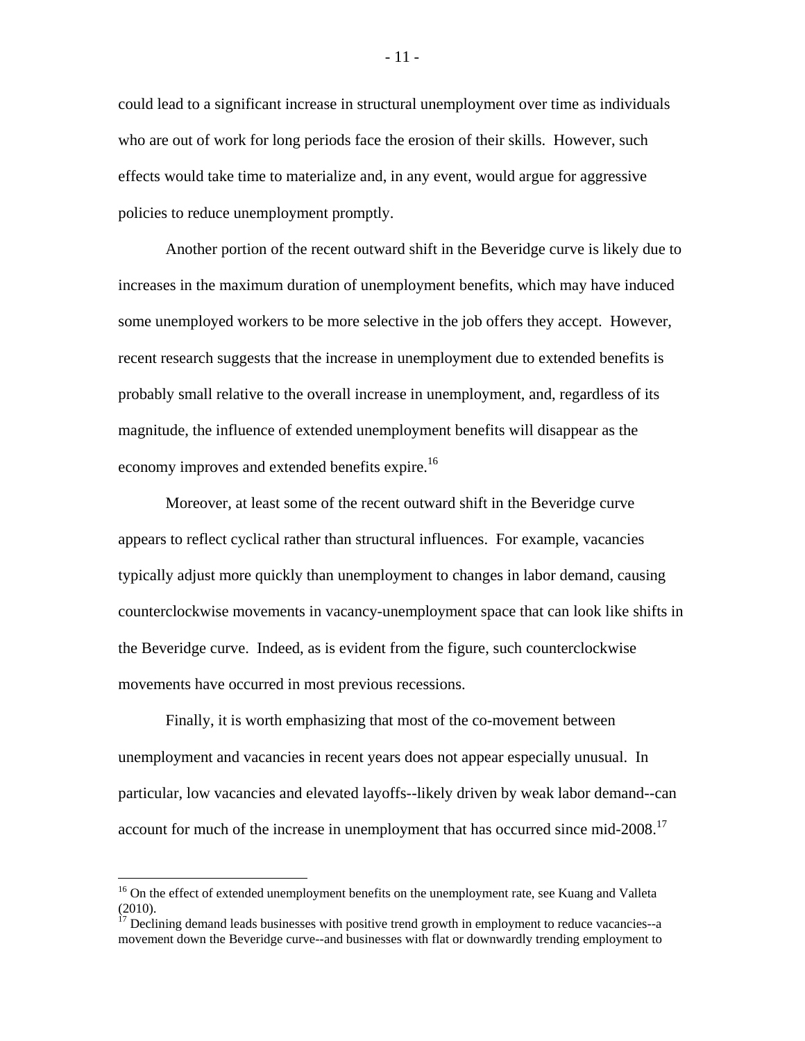could lead to a significant increase in structural unemployment over time as individuals who are out of work for long periods face the erosion of their skills. However, such effects would take time to materialize and, in any event, would argue for aggressive policies to reduce unemployment promptly.

Another portion of the recent outward shift in the Beveridge curve is likely due to increases in the maximum duration of unemployment benefits, which may have induced some unemployed workers to be more selective in the job offers they accept. However, recent research suggests that the increase in unemployment due to extended benefits is probably small relative to the overall increase in unemployment, and, regardless of its magnitude, the influence of extended unemployment benefits will disappear as the economy improves and extended benefits expire.[16]

Moreover, at least some of the recent outward shift in the Beveridge curve appears to reflect cyclical rather than structural influences. For example, vacancies typically adjust more quickly than unemployment to changes in labor demand, causing counterclockwise movements in vacancy-unemployment space that can look like shifts in the Beveridge curve. Indeed, as is evident from the figure, such counterclockwise movements have occurred in most previous recessions.

Finally, it is worth emphasizing that most of the co-movement between unemployment and vacancies in recent years does not appear especially unusual. In particular, low vacancies and elevated layoffs--likely driven by weak labor demand--can account for much of the increase in unemployment that has occurred since mid-2008.[17]

[16] On the effect of extended unemployment benefits on the unemployment rate, see Kuang and Valleta (2010).

[17] Declining demand leads businesses with positive trend growth in employment to reduce vacancies--a movement down the Beveridge curve--and businesses with flat or downwardly trending employment to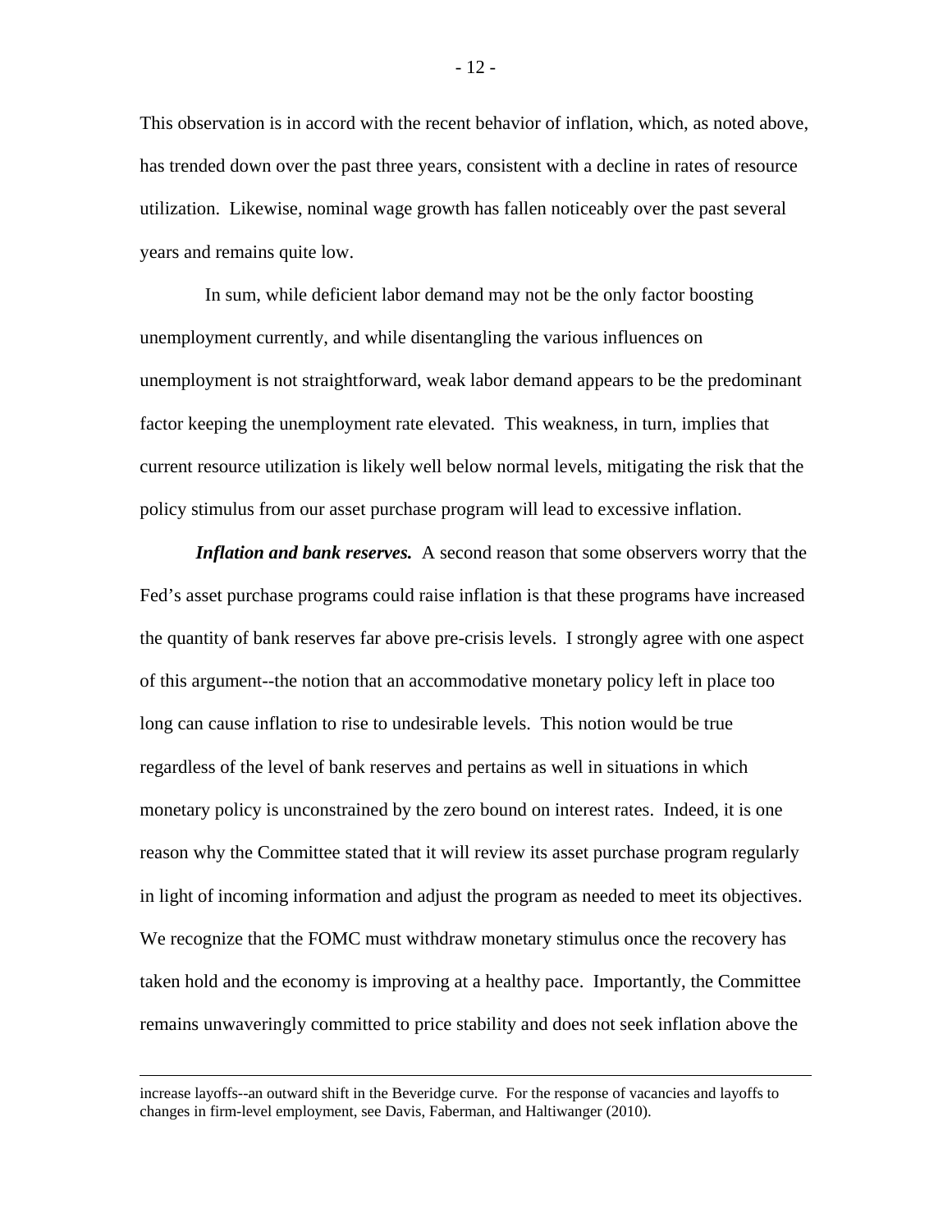This observation is in accord with the recent behavior of inflation, which, as noted above, has trended down over the past three years, consistent with a decline in rates of resource utilization. Likewise, nominal wage growth has fallen noticeably over the past several years and remains quite low.

In sum, while deficient labor demand may not be the only factor boosting unemployment currently, and while disentangling the various influences on unemployment is not straightforward, weak labor demand appears to be the predominant factor keeping the unemployment rate elevated. This weakness, in turn, implies that current resource utilization is likely well below normal levels, mitigating the risk that the policy stimulus from our asset purchase program will lead to excessive inflation.

***Inflation and bank reserves.*** A second reason that some observers worry that the Fed's asset purchase programs could raise inflation is that these programs have increased the quantity of bank reserves far above pre-crisis levels. I strongly agree with one aspect of this argument--the notion that an accommodative monetary policy left in place too long can cause inflation to rise to undesirable levels. This notion would be true regardless of the level of bank reserves and pertains as well in situations in which monetary policy is unconstrained by the zero bound on interest rates. Indeed, it is one reason why the Committee stated that it will review its asset purchase program regularly in light of incoming information and adjust the program as needed to meet its objectives. We recognize that the FOMC must withdraw monetary stimulus once the recovery has taken hold and the economy is improving at a healthy pace. Importantly, the Committee remains unwaveringly committed to price stability and does not seek inflation above the

---

increase layoffs--an outward shift in the Beveridge curve. For the response of vacancies and layoffs to changes in firm-level employment, see Davis, Faberman, and Haltiwanger (2010).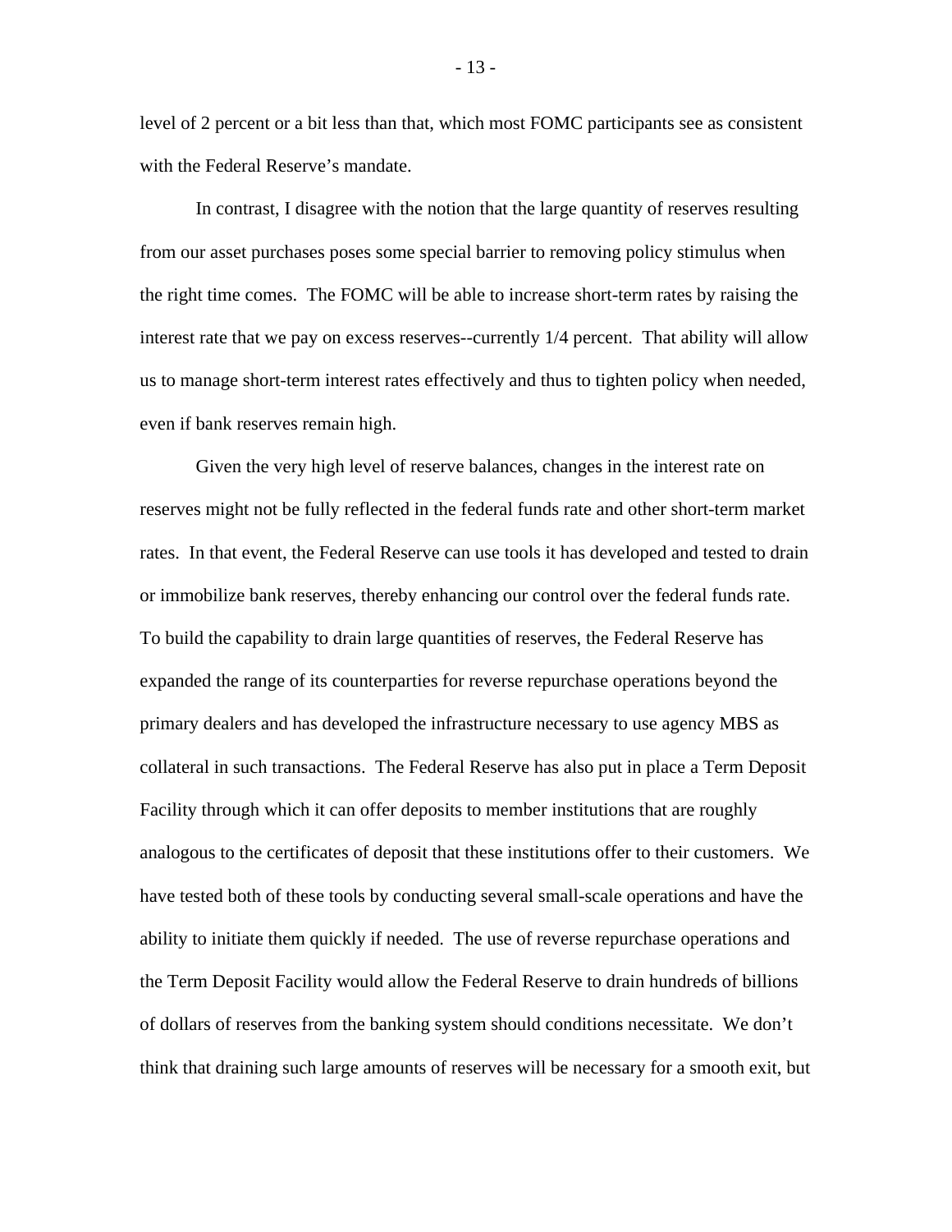level of 2 percent or a bit less than that, which most FOMC participants see as consistent with the Federal Reserve's mandate.

In contrast, I disagree with the notion that the large quantity of reserves resulting from our asset purchases poses some special barrier to removing policy stimulus when the right time comes. The FOMC will be able to increase short-term rates by raising the interest rate that we pay on excess reserves--currently 1/4 percent. That ability will allow us to manage short-term interest rates effectively and thus to tighten policy when needed, even if bank reserves remain high.

Given the very high level of reserve balances, changes in the interest rate on reserves might not be fully reflected in the federal funds rate and other short-term market rates. In that event, the Federal Reserve can use tools it has developed and tested to drain or immobilize bank reserves, thereby enhancing our control over the federal funds rate. To build the capability to drain large quantities of reserves, the Federal Reserve has expanded the range of its counterparties for reverse repurchase operations beyond the primary dealers and has developed the infrastructure necessary to use agency MBS as collateral in such transactions. The Federal Reserve has also put in place a Term Deposit Facility through which it can offer deposits to member institutions that are roughly analogous to the certificates of deposit that these institutions offer to their customers. We have tested both of these tools by conducting several small-scale operations and have the ability to initiate them quickly if needed. The use of reverse repurchase operations and the Term Deposit Facility would allow the Federal Reserve to drain hundreds of billions of dollars of reserves from the banking system should conditions necessitate. We don't think that draining such large amounts of reserves will be necessary for a smooth exit, but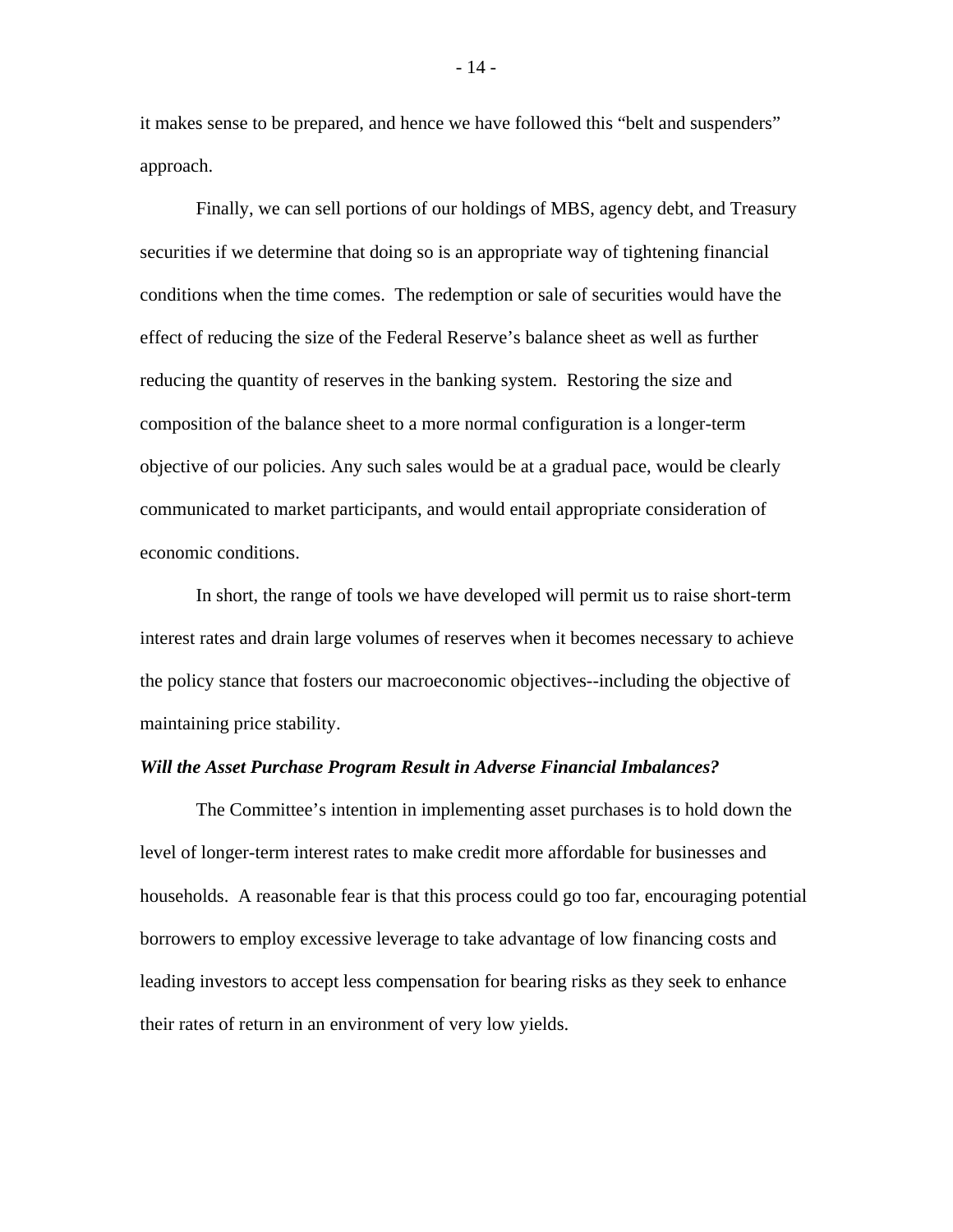it makes sense to be prepared, and hence we have followed this "belt and suspenders" approach.

Finally, we can sell portions of our holdings of MBS, agency debt, and Treasury securities if we determine that doing so is an appropriate way of tightening financial conditions when the time comes. The redemption or sale of securities would have the effect of reducing the size of the Federal Reserve's balance sheet as well as further reducing the quantity of reserves in the banking system. Restoring the size and composition of the balance sheet to a more normal configuration is a longer-term objective of our policies. Any such sales would be at a gradual pace, would be clearly communicated to market participants, and would entail appropriate consideration of economic conditions.

In short, the range of tools we have developed will permit us to raise short-term interest rates and drain large volumes of reserves when it becomes necessary to achieve the policy stance that fosters our macroeconomic objectives--including the objective of maintaining price stability.

***Will the Asset Purchase Program Result in Adverse Financial Imbalances?***

The Committee's intention in implementing asset purchases is to hold down the level of longer-term interest rates to make credit more affordable for businesses and households. A reasonable fear is that this process could go too far, encouraging potential borrowers to employ excessive leverage to take advantage of low financing costs and leading investors to accept less compensation for bearing risks as they seek to enhance their rates of return in an environment of very low yields.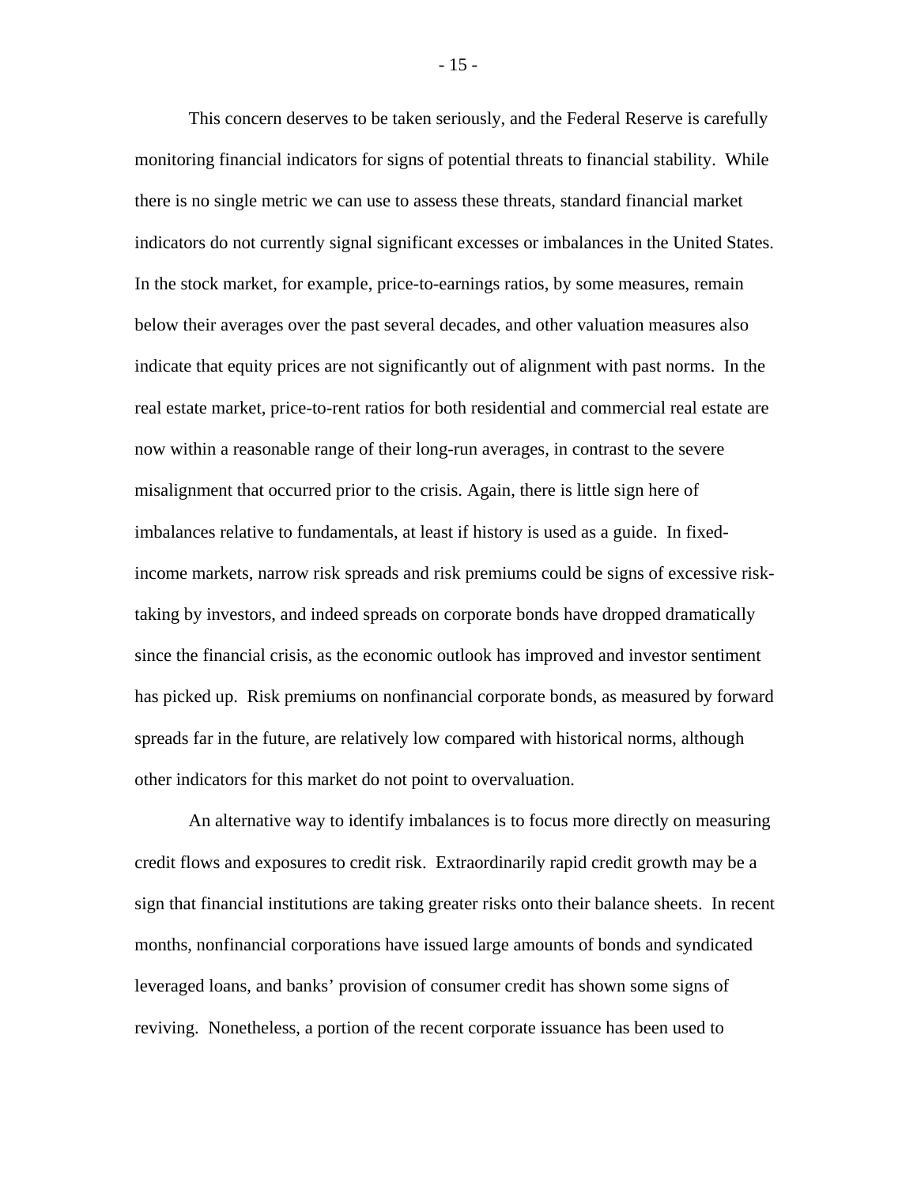This concern deserves to be taken seriously, and the Federal Reserve is carefully monitoring financial indicators for signs of potential threats to financial stability. While there is no single metric we can use to assess these threats, standard financial market indicators do not currently signal significant excesses or imbalances in the United States. In the stock market, for example, price-to-earnings ratios, by some measures, remain below their averages over the past several decades, and other valuation measures also indicate that equity prices are not significantly out of alignment with past norms. In the real estate market, price-to-rent ratios for both residential and commercial real estate are now within a reasonable range of their long-run averages, in contrast to the severe misalignment that occurred prior to the crisis. Again, there is little sign here of imbalances relative to fundamentals, at least if history is used as a guide. In fixed-income markets, narrow risk spreads and risk premiums could be signs of excessive risk-taking by investors, and indeed spreads on corporate bonds have dropped dramatically since the financial crisis, as the economic outlook has improved and investor sentiment has picked up. Risk premiums on nonfinancial corporate bonds, as measured by forward spreads far in the future, are relatively low compared with historical norms, although other indicators for this market do not point to overvaluation.

An alternative way to identify imbalances is to focus more directly on measuring credit flows and exposures to credit risk. Extraordinarily rapid credit growth may be a sign that financial institutions are taking greater risks onto their balance sheets. In recent months, nonfinancial corporations have issued large amounts of bonds and syndicated leveraged loans, and banks' provision of consumer credit has shown some signs of reviving. Nonetheless, a portion of the recent corporate issuance has been used to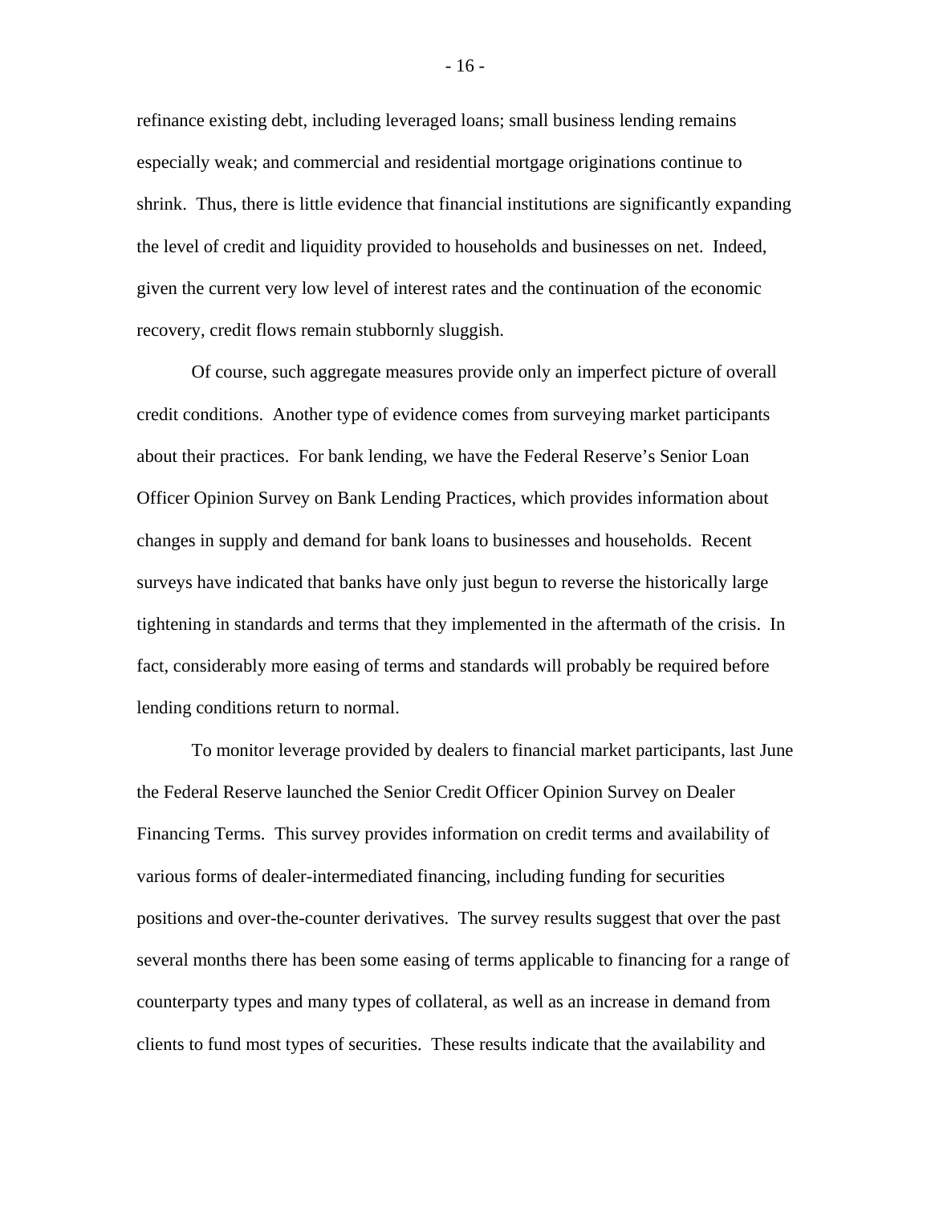refinance existing debt, including leveraged loans; small business lending remains especially weak; and commercial and residential mortgage originations continue to shrink. Thus, there is little evidence that financial institutions are significantly expanding the level of credit and liquidity provided to households and businesses on net. Indeed, given the current very low level of interest rates and the continuation of the economic recovery, credit flows remain stubbornly sluggish.

Of course, such aggregate measures provide only an imperfect picture of overall credit conditions. Another type of evidence comes from surveying market participants about their practices. For bank lending, we have the Federal Reserve's Senior Loan Officer Opinion Survey on Bank Lending Practices, which provides information about changes in supply and demand for bank loans to businesses and households. Recent surveys have indicated that banks have only just begun to reverse the historically large tightening in standards and terms that they implemented in the aftermath of the crisis. In fact, considerably more easing of terms and standards will probably be required before lending conditions return to normal.

To monitor leverage provided by dealers to financial market participants, last June the Federal Reserve launched the Senior Credit Officer Opinion Survey on Dealer Financing Terms. This survey provides information on credit terms and availability of various forms of dealer-intermediated financing, including funding for securities positions and over-the-counter derivatives. The survey results suggest that over the past several months there has been some easing of terms applicable to financing for a range of counterparty types and many types of collateral, as well as an increase in demand from clients to fund most types of securities. These results indicate that the availability and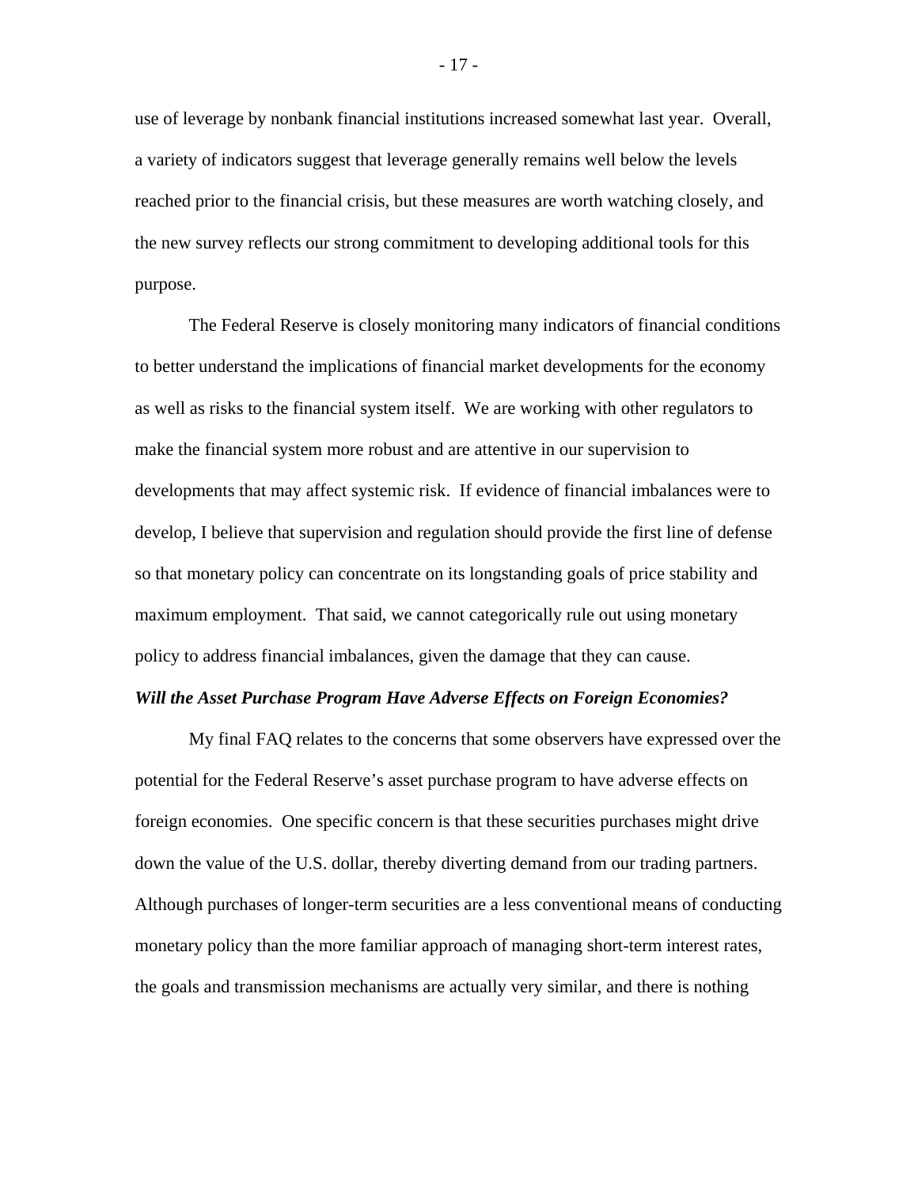use of leverage by nonbank financial institutions increased somewhat last year. Overall, a variety of indicators suggest that leverage generally remains well below the levels reached prior to the financial crisis, but these measures are worth watching closely, and the new survey reflects our strong commitment to developing additional tools for this purpose.

The Federal Reserve is closely monitoring many indicators of financial conditions to better understand the implications of financial market developments for the economy as well as risks to the financial system itself. We are working with other regulators to make the financial system more robust and are attentive in our supervision to developments that may affect systemic risk. If evidence of financial imbalances were to develop, I believe that supervision and regulation should provide the first line of defense so that monetary policy can concentrate on its longstanding goals of price stability and maximum employment. That said, we cannot categorically rule out using monetary policy to address financial imbalances, given the damage that they can cause.

***Will the Asset Purchase Program Have Adverse Effects on Foreign Economies?***

My final FAQ relates to the concerns that some observers have expressed over the potential for the Federal Reserve's asset purchase program to have adverse effects on foreign economies. One specific concern is that these securities purchases might drive down the value of the U.S. dollar, thereby diverting demand from our trading partners. Although purchases of longer-term securities are a less conventional means of conducting monetary policy than the more familiar approach of managing short-term interest rates, the goals and transmission mechanisms are actually very similar, and there is nothing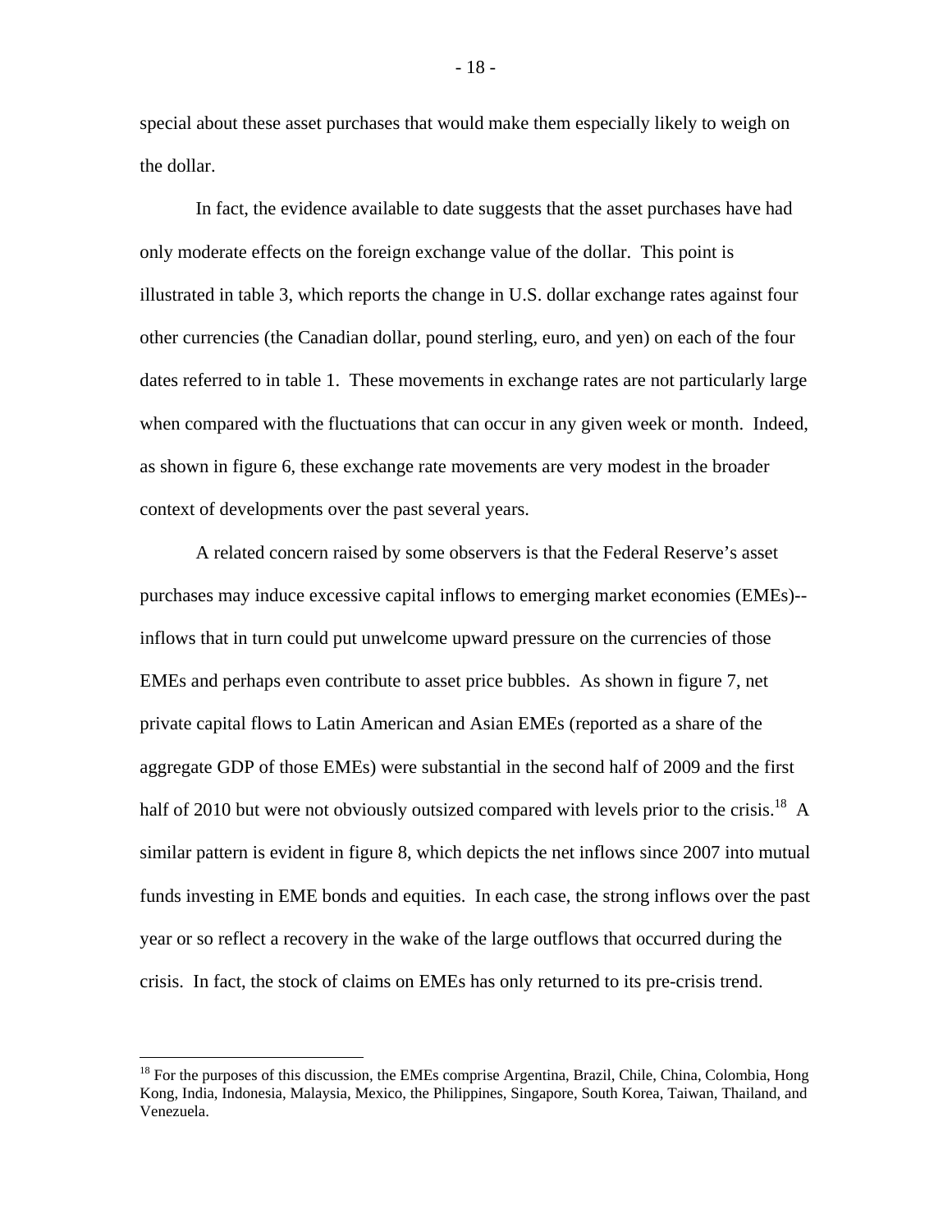special about these asset purchases that would make them especially likely to weigh on the dollar.

In fact, the evidence available to date suggests that the asset purchases have had only moderate effects on the foreign exchange value of the dollar. This point is illustrated in table 3, which reports the change in U.S. dollar exchange rates against four other currencies (the Canadian dollar, pound sterling, euro, and yen) on each of the four dates referred to in table 1. These movements in exchange rates are not particularly large when compared with the fluctuations that can occur in any given week or month. Indeed, as shown in figure 6, these exchange rate movements are very modest in the broader context of developments over the past several years.

A related concern raised by some observers is that the Federal Reserve's asset purchases may induce excessive capital inflows to emerging market economies (EMEs)--inflows that in turn could put unwelcome upward pressure on the currencies of those EMEs and perhaps even contribute to asset price bubbles. As shown in figure 7, net private capital flows to Latin American and Asian EMEs (reported as a share of the aggregate GDP of those EMEs) were substantial in the second half of 2009 and the first half of 2010 but were not obviously outsized compared with levels prior to the crisis.[18] A similar pattern is evident in figure 8, which depicts the net inflows since 2007 into mutual funds investing in EME bonds and equities. In each case, the strong inflows over the past year or so reflect a recovery in the wake of the large outflows that occurred during the crisis. In fact, the stock of claims on EMEs has only returned to its pre-crisis trend.

[18] For the purposes of this discussion, the EMEs comprise Argentina, Brazil, Chile, China, Colombia, Hong Kong, India, Indonesia, Malaysia, Mexico, the Philippines, Singapore, South Korea, Taiwan, Thailand, and Venezuela.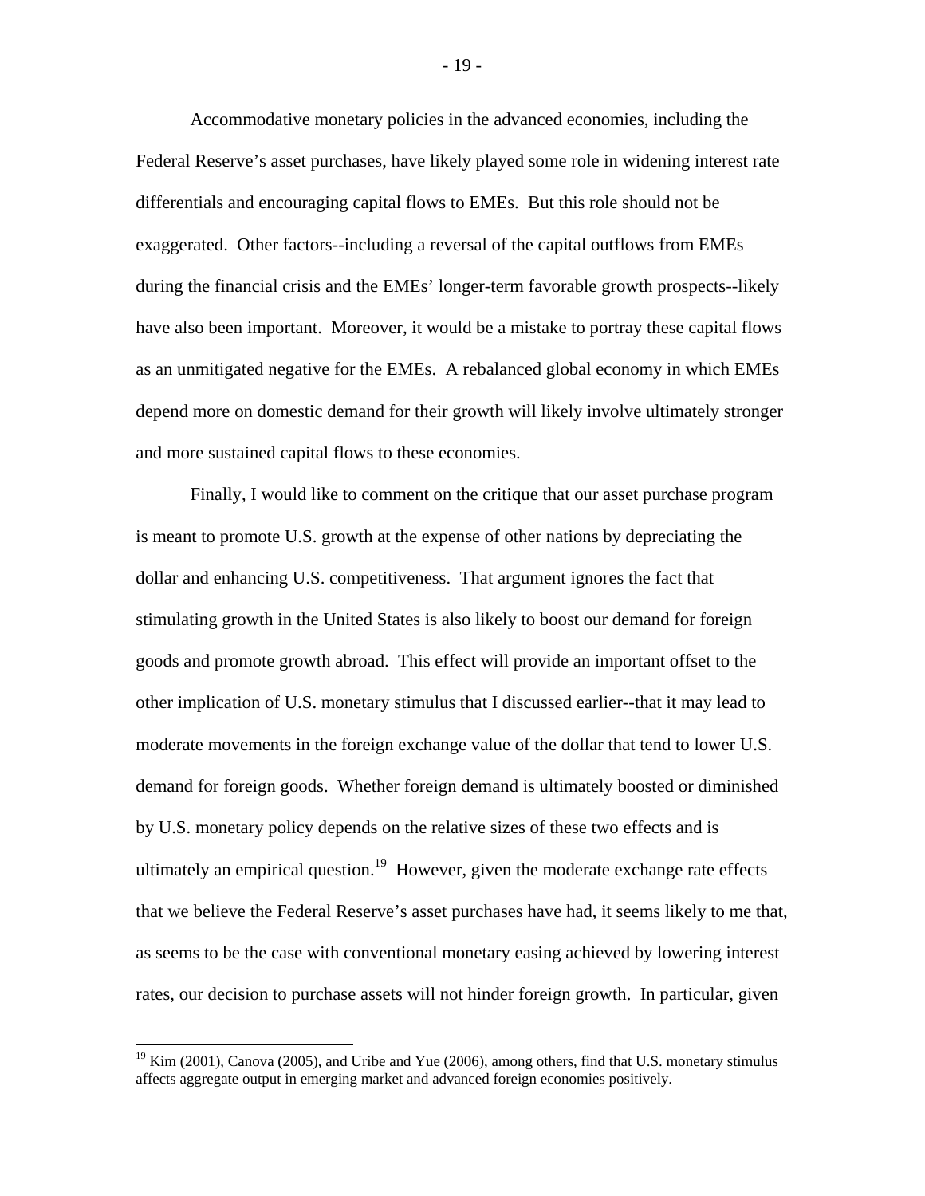Accommodative monetary policies in the advanced economies, including the Federal Reserve's asset purchases, have likely played some role in widening interest rate differentials and encouraging capital flows to EMEs. But this role should not be exaggerated. Other factors--including a reversal of the capital outflows from EMEs during the financial crisis and the EMEs' longer-term favorable growth prospects--likely have also been important. Moreover, it would be a mistake to portray these capital flows as an unmitigated negative for the EMEs. A rebalanced global economy in which EMEs depend more on domestic demand for their growth will likely involve ultimately stronger and more sustained capital flows to these economies.

Finally, I would like to comment on the critique that our asset purchase program is meant to promote U.S. growth at the expense of other nations by depreciating the dollar and enhancing U.S. competitiveness. That argument ignores the fact that stimulating growth in the United States is also likely to boost our demand for foreign goods and promote growth abroad. This effect will provide an important offset to the other implication of U.S. monetary stimulus that I discussed earlier--that it may lead to moderate movements in the foreign exchange value of the dollar that tend to lower U.S. demand for foreign goods. Whether foreign demand is ultimately boosted or diminished by U.S. monetary policy depends on the relative sizes of these two effects and is ultimately an empirical question.[19] However, given the moderate exchange rate effects that we believe the Federal Reserve's asset purchases have had, it seems likely to me that, as seems to be the case with conventional monetary easing achieved by lowering interest rates, our decision to purchase assets will not hinder foreign growth. In particular, given

[19] Kim (2001), Canova (2005), and Uribe and Yue (2006), among others, find that U.S. monetary stimulus affects aggregate output in emerging market and advanced foreign economies positively.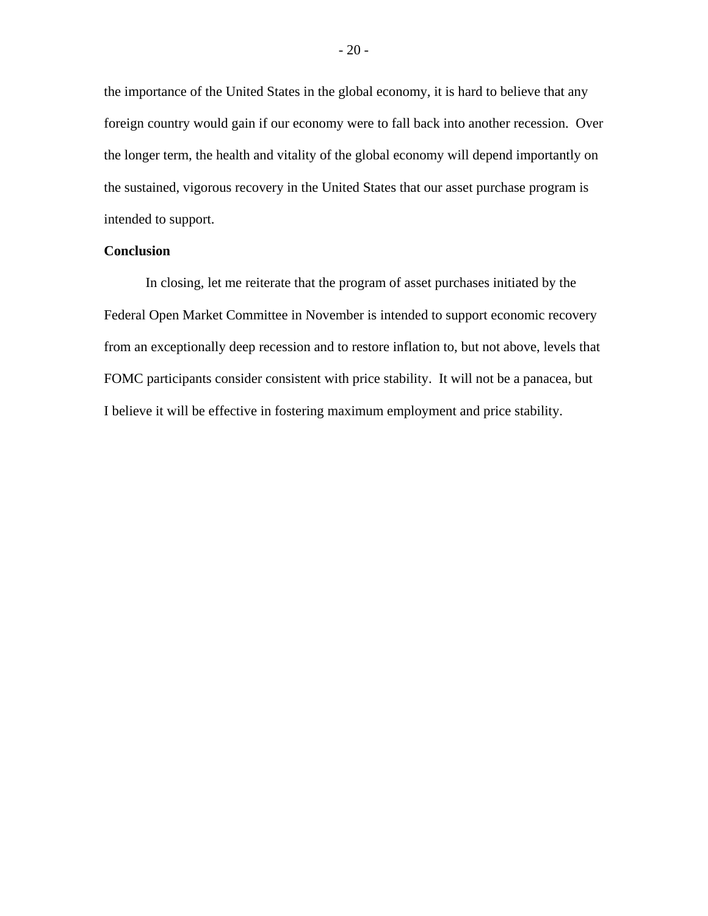the importance of the United States in the global economy, it is hard to believe that any foreign country would gain if our economy were to fall back into another recession. Over the longer term, the health and vitality of the global economy will depend importantly on the sustained, vigorous recovery in the United States that our asset purchase program is intended to support.

**Conclusion**

In closing, let me reiterate that the program of asset purchases initiated by the Federal Open Market Committee in November is intended to support economic recovery from an exceptionally deep recession and to restore inflation to, but not above, levels that FOMC participants consider consistent with price stability. It will not be a panacea, but I believe it will be effective in fostering maximum employment and price stability.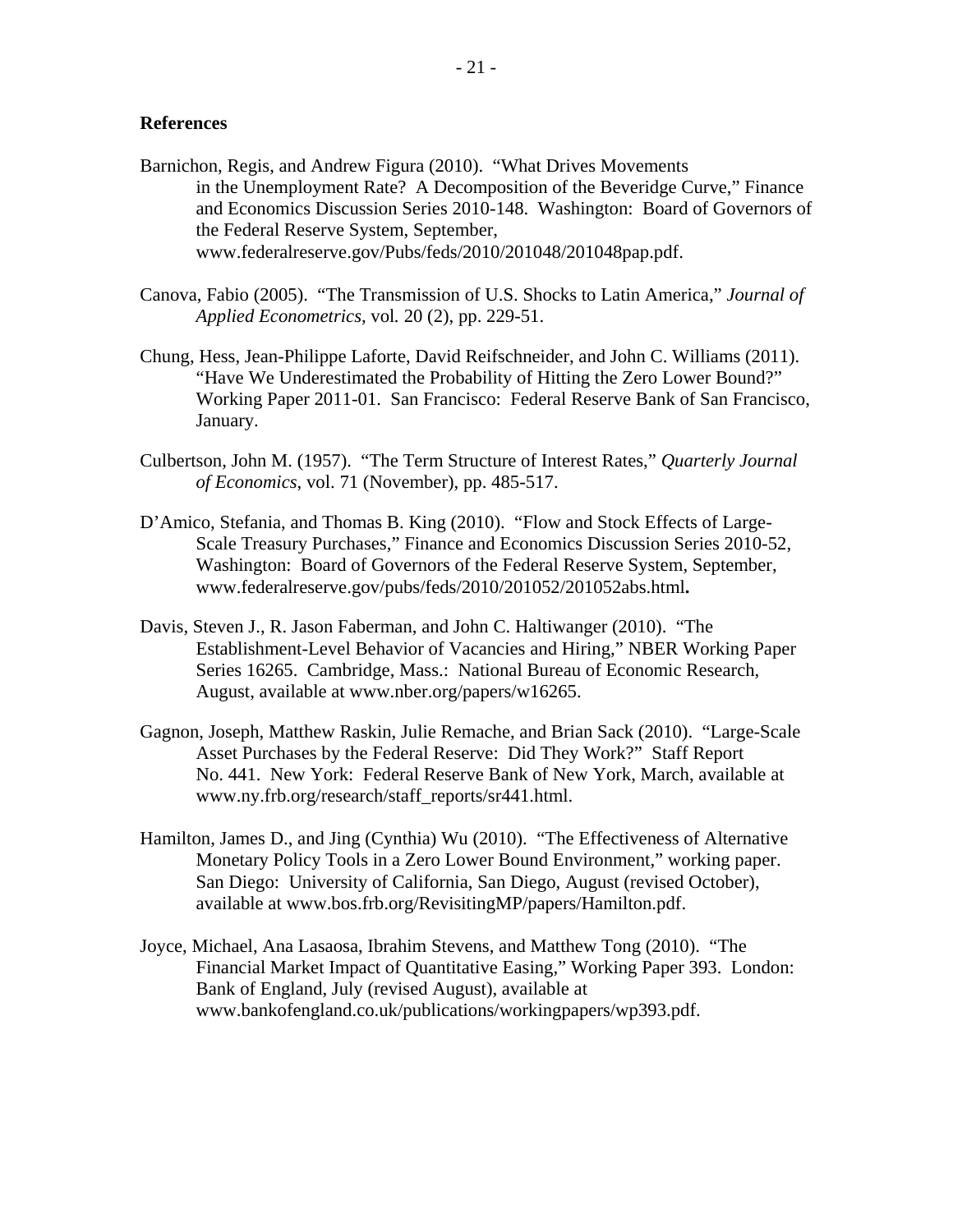## References

Barnichon, Regis, and Andrew Figura (2010). "What Drives Movements in the Unemployment Rate? A Decomposition of the Beveridge Curve," Finance and Economics Discussion Series 2010-148. Washington: Board of Governors of the Federal Reserve System, September, www.federalreserve.gov/Pubs/feds/2010/201048/201048pap.pdf.

Canova, Fabio (2005). "The Transmission of U.S. Shocks to Latin America," *Journal of Applied Econometrics,* vol*.* 20 (2), pp. 229-51.

Chung, Hess, Jean-Philippe Laforte, David Reifschneider, and John C. Williams (2011). "Have We Underestimated the Probability of Hitting the Zero Lower Bound?" Working Paper 2011-01. San Francisco: Federal Reserve Bank of San Francisco, January.

Culbertson, John M. (1957). "The Term Structure of Interest Rates," *Quarterly Journal of Economics*, vol. 71 (November), pp. 485-517.

D'Amico, Stefania, and Thomas B. King (2010). "Flow and Stock Effects of Large-Scale Treasury Purchases," Finance and Economics Discussion Series 2010-52, Washington: Board of Governors of the Federal Reserve System, September, www.federalreserve.gov/pubs/feds/2010/201052/201052abs.html**.**

Davis, Steven J., R. Jason Faberman, and John C. Haltiwanger (2010). "The Establishment-Level Behavior of Vacancies and Hiring," NBER Working Paper Series 16265. Cambridge, Mass.: National Bureau of Economic Research, August, available at www.nber.org/papers/w16265.

Gagnon, Joseph, Matthew Raskin, Julie Remache, and Brian Sack (2010). "Large-Scale Asset Purchases by the Federal Reserve: Did They Work?" Staff Report No. 441. New York: Federal Reserve Bank of New York, March, available at www.ny.frb.org/research/staff_reports/sr441.html.

Hamilton, James D., and Jing (Cynthia) Wu (2010). "The Effectiveness of Alternative Monetary Policy Tools in a Zero Lower Bound Environment," working paper. San Diego: University of California, San Diego, August (revised October), available at www.bos.frb.org/RevisitingMP/papers/Hamilton.pdf.

Joyce, Michael, Ana Lasaosa, Ibrahim Stevens, and Matthew Tong (2010). "The Financial Market Impact of Quantitative Easing," Working Paper 393. London: Bank of England, July (revised August), available at www.bankofengland.co.uk/publications/workingpapers/wp393.pdf.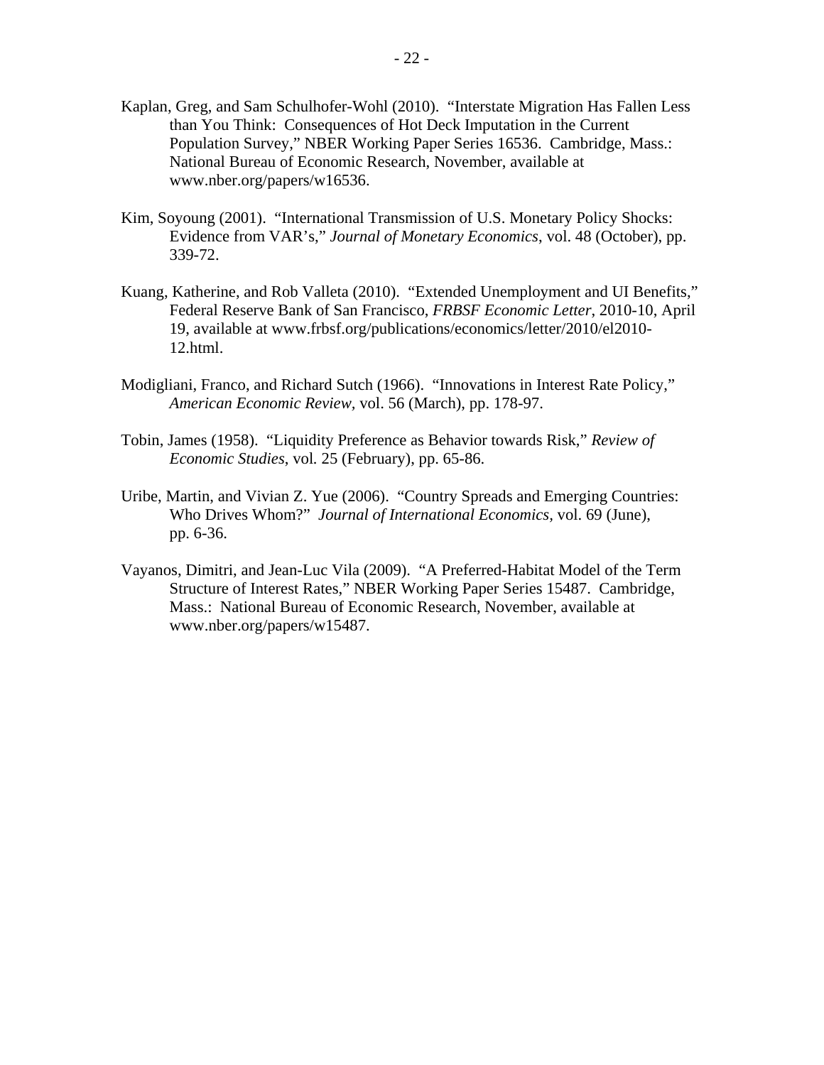Kaplan, Greg, and Sam Schulhofer-Wohl (2010). "Interstate Migration Has Fallen Less than You Think: Consequences of Hot Deck Imputation in the Current Population Survey," NBER Working Paper Series 16536. Cambridge, Mass.: National Bureau of Economic Research, November, available at www.nber.org/papers/w16536.

Kim, Soyoung (2001). "International Transmission of U.S. Monetary Policy Shocks: Evidence from VAR's," *Journal of Monetary Economics*, vol. 48 (October), pp. 339-72.

Kuang, Katherine, and Rob Valleta (2010). "Extended Unemployment and UI Benefits," Federal Reserve Bank of San Francisco, *FRBSF Economic Letter*, 2010-10, April 19, available at www.frbsf.org/publications/economics/letter/2010/el2010-12.html.

Modigliani, Franco, and Richard Sutch (1966). "Innovations in Interest Rate Policy," *American Economic Review,* vol. 56 (March), pp. 178-97.

Tobin, James (1958). "Liquidity Preference as Behavior towards Risk," *Review of Economic Studies*, vol. 25 (February), pp. 65-86.

Uribe, Martin, and Vivian Z. Yue (2006). "Country Spreads and Emerging Countries: Who Drives Whom?" *Journal of International Economics*, vol. 69 (June), pp. 6-36.

Vayanos, Dimitri, and Jean-Luc Vila (2009). "A Preferred-Habitat Model of the Term Structure of Interest Rates," NBER Working Paper Series 15487. Cambridge, Mass.: National Bureau of Economic Research, November, available at www.nber.org/papers/w15487.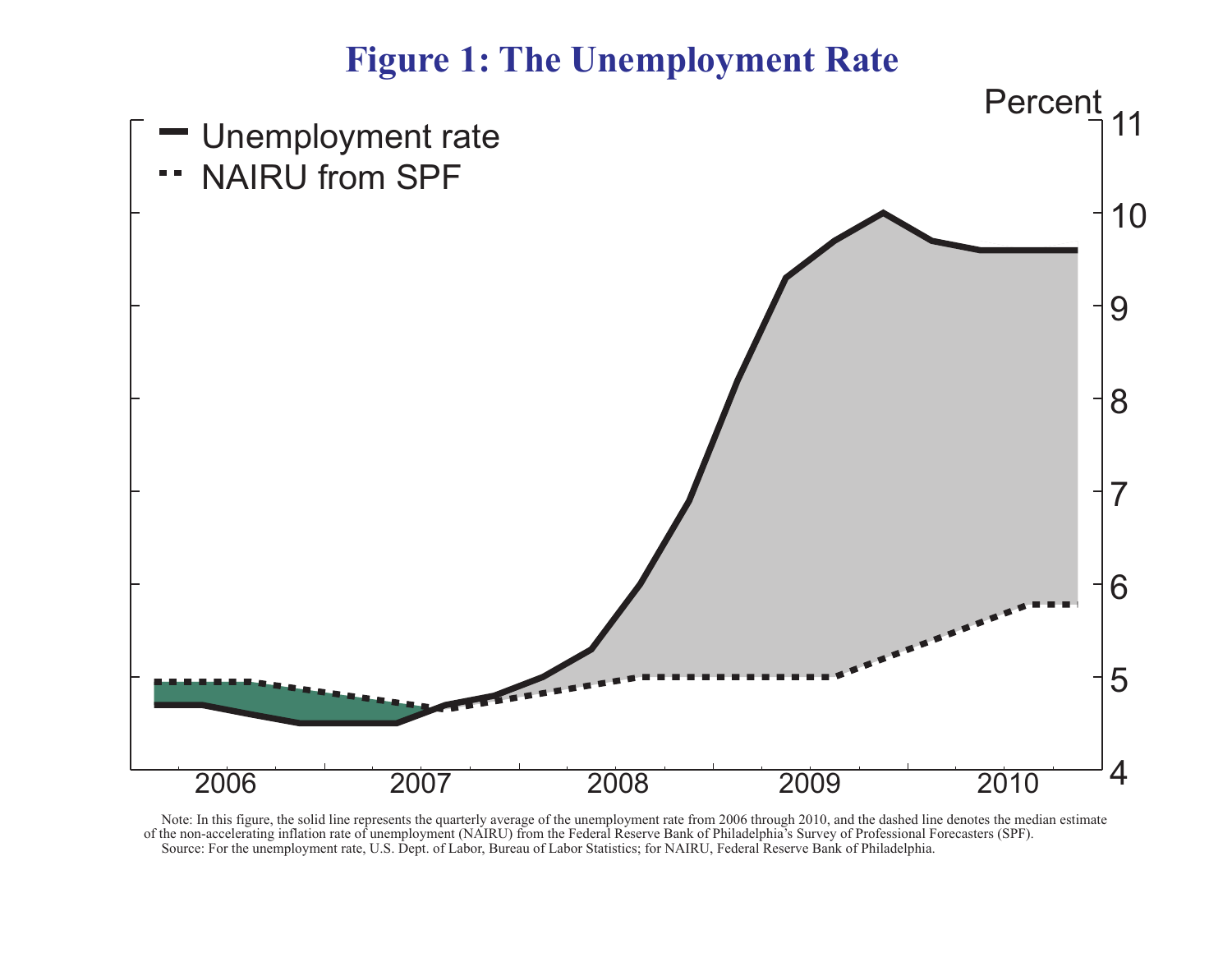# Figure 1: The Unemployment Rate

Note: In this figure, the solid line represents the quarterly average of the unemployment rate from 2006 through 2010, and the dashed line denotes the median estimate of the non-accelerating inflation rate of unemployment (NAIRU) from the Federal Reserve Bank of Philadelphia's Survey of Professional Forecasters (SPF).

Source: For the unemployment rate, U.S. Dept. of Labor, Bureau of Labor Statistics; for NAIRU, Federal Reserve Bank of Philadelphia.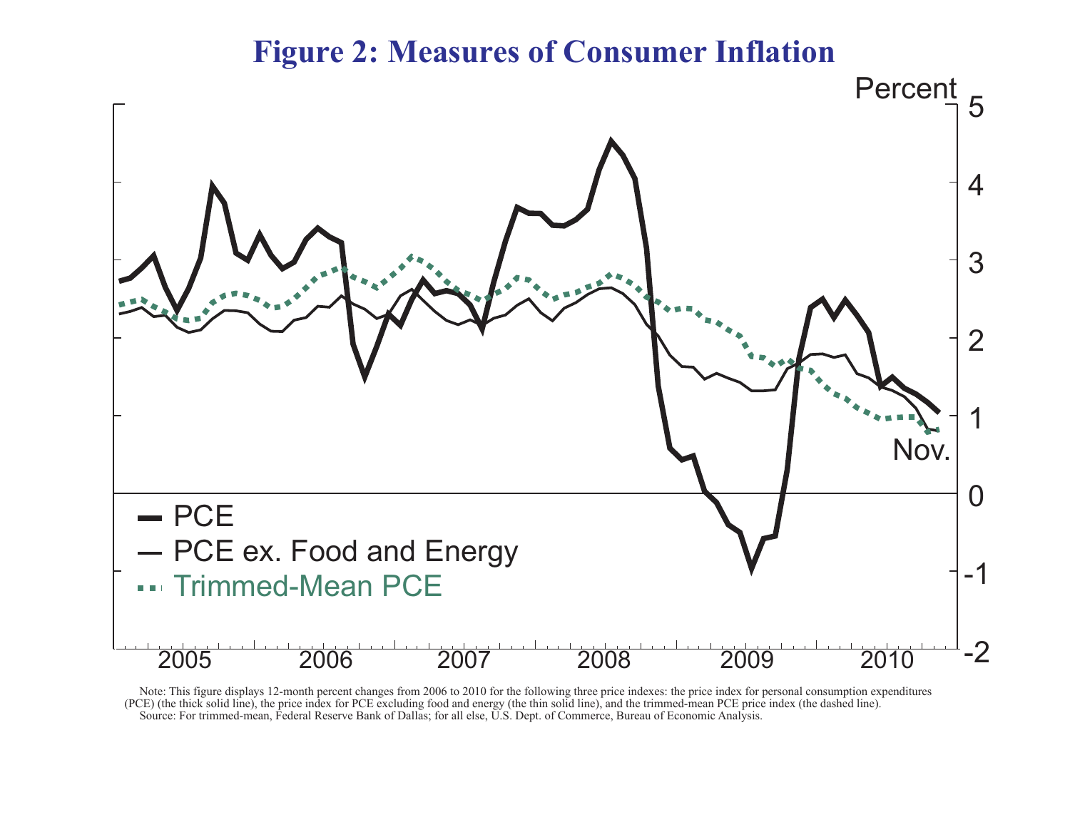# Figure 2: Measures of Consumer Inflation

Note: This figure displays 12-month percent changes from 2006 to 2010 for the following three price indexes: the price index for personal consumption expenditures (PCE) (the thick solid line), the price index for PCE excluding food and energy (the thin solid line), and the trimmed-mean PCE price index (the dashed line).

Source: For trimmed-mean, Federal Reserve Bank of Dallas; for all else, U.S. Dept. of Commerce, Bureau of Economic Analysis.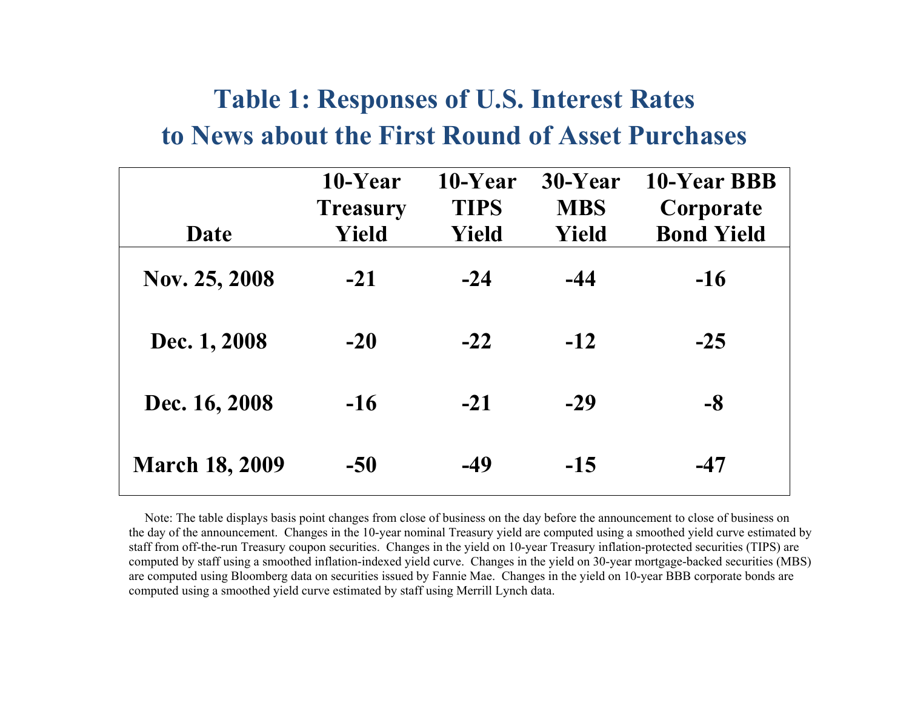# Table 1: Responses of U.S. Interest Rates to News about the First Round of Asset Purchases

| Date | 10-Year Treasury Yield | 10-Year TIPS Yield | 30-Year MBS Yield | 10-Year BBB Corporate Bond Yield |
|---|---|---|---|---|
| Nov. 25, 2008 | -21 | -24 | -44 | -16 |
| Dec. 1, 2008 | -20 | -22 | -12 | -25 |
| Dec. 16, 2008 | -16 | -21 | -29 | -8 |
| March 18, 2009 | -50 | -49 | -15 | -47 |

Note: The table displays basis point changes from close of business on the day before the announcement to close of business on the day of the announcement. Changes in the 10-year nominal Treasury yield are computed using a smoothed yield curve estimated by staff from off-the-run Treasury coupon securities. Changes in the yield on 10-year Treasury inflation-protected securities (TIPS) are computed by staff using a smoothed inflation-indexed yield curve. Changes in the yield on 30-year mortgage-backed securities (MBS) are computed using Bloomberg data on securities issued by Fannie Mae. Changes in the yield on 10-year BBB corporate bonds are computed using a smoothed yield curve estimated by staff using Merrill Lynch data.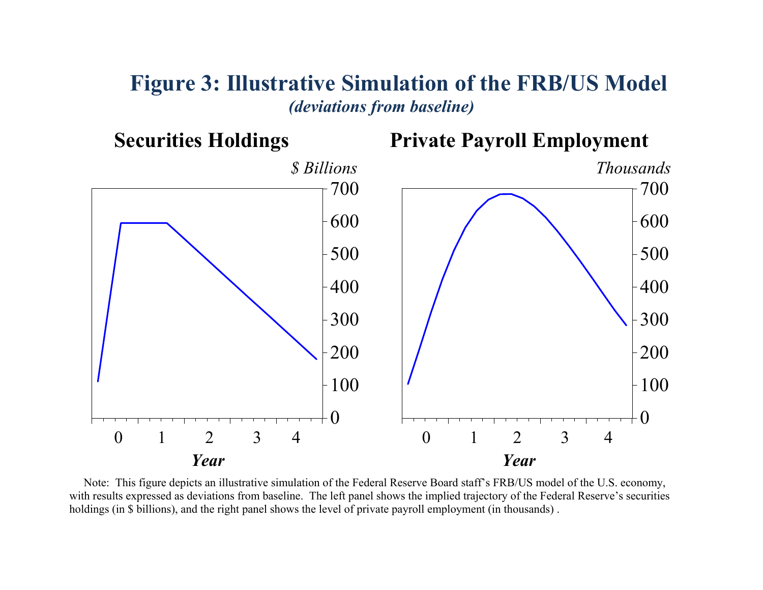# Figure 3: Illustrative Simulation of the FRB/US Model

*(deviations from baseline)*

Note: This figure depicts an illustrative simulation of the Federal Reserve Board staff's FRB/US model of the U.S. economy, with results expressed as deviations from baseline. The left panel shows the implied trajectory of the Federal Reserve's securities holdings (in $ billions), and the right panel shows the level of private payroll employment (in thousands) .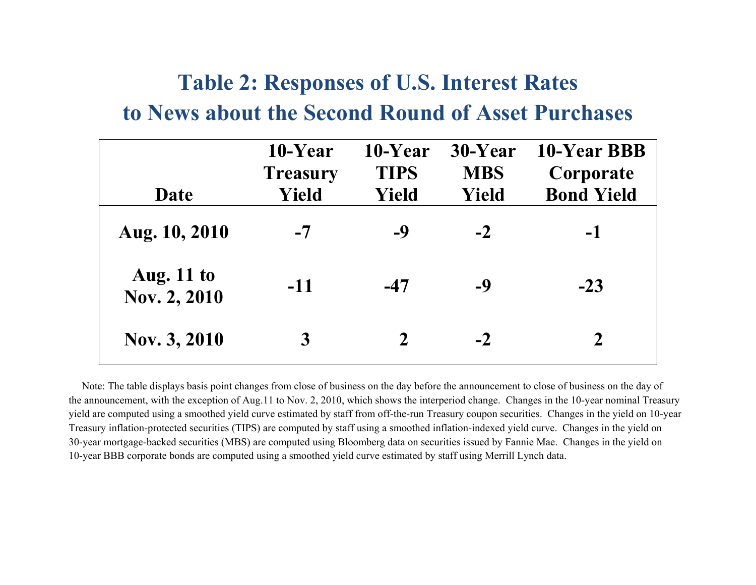# Table 2: Responses of U.S. Interest Rates to News about the Second Round of Asset Purchases

| Date | 10-Year Treasury Yield | 10-Year TIPS Yield | 30-Year MBS Yield | 10-Year BBB Corporate Bond Yield |
|---|---|---|---|---|
| Aug. 10, 2010 | -7 | -9 | -2 | -1 |
| Aug. 11 to Nov. 2, 2010 | -11 | -47 | -9 | -23 |
| Nov. 3, 2010 | 3 | 2 | -2 | 2 |

Note: The table displays basis point changes from close of business on the day before the announcement to close of business on the day of the announcement, with the exception of Aug.11 to Nov. 2, 2010, which shows the interperiod change. Changes in the 10-year nominal Treasury yield are computed using a smoothed yield curve estimated by staff from off-the-run Treasury coupon securities. Changes in the yield on 10-year Treasury inflation-protected securities (TIPS) are computed by staff using a smoothed inflation-indexed yield curve. Changes in the yield on 30-year mortgage-backed securities (MBS) are computed using Bloomberg data on securities issued by Fannie Mae. Changes in the yield on 10-year BBB corporate bonds are computed using a smoothed yield curve estimated by staff using Merrill Lynch data.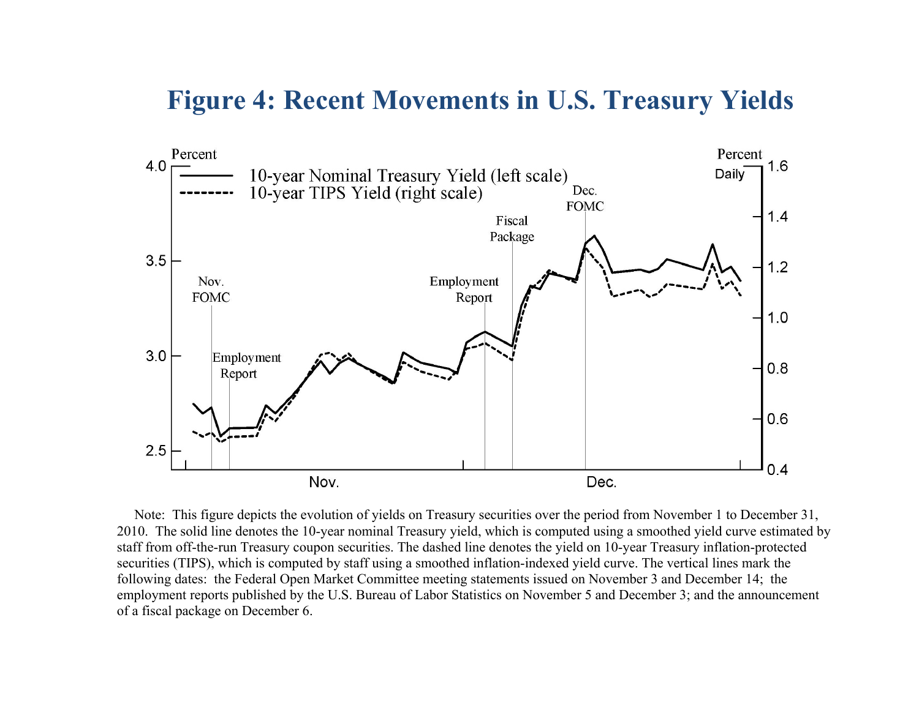# Figure 4: Recent Movements in U.S. Treasury Yields

Note: This figure depicts the evolution of yields on Treasury securities over the period from November 1 to December 31, 2010. The solid line denotes the 10-year nominal Treasury yield, which is computed using a smoothed yield curve estimated by staff from off-the-run Treasury coupon securities. The dashed line denotes the yield on 10-year Treasury inflation-protected securities (TIPS), which is computed by staff using a smoothed inflation-indexed yield curve. The vertical lines mark the following dates: the Federal Open Market Committee meeting statements issued on November 3 and December 14; the employment reports published by the U.S. Bureau of Labor Statistics on November 5 and December 3; and the announcement of a fiscal package on December 6.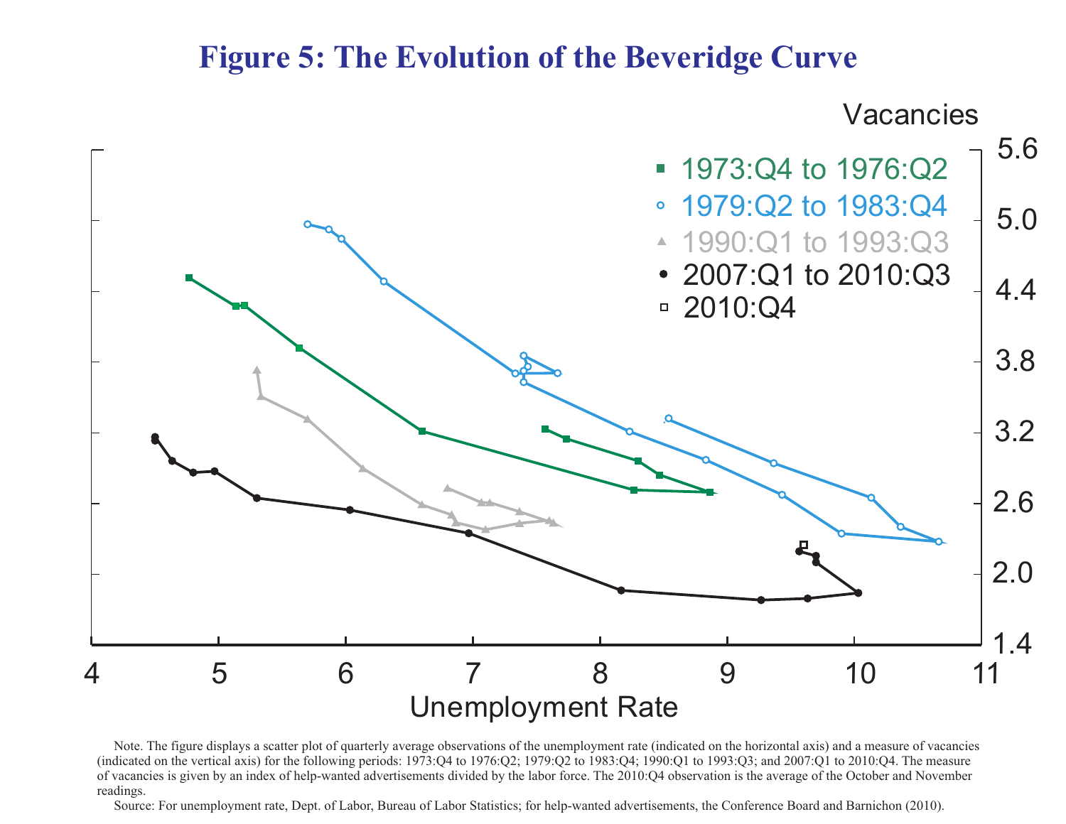# Figure 5: The Evolution of the Beveridge Curve

Note. The figure displays a scatter plot of quarterly average observations of the unemployment rate (indicated on the horizontal axis) and a measure of vacancies (indicated on the vertical axis) for the following periods: 1973:Q4 to 1976:Q2; 1979:Q2 to 1983:Q4; 1990:Q1 to 1993:Q3; and 2007:Q1 to 2010:Q4. The measure of vacancies is given by an index of help-wanted advertisements divided by the labor force. The 2010:Q4 observation is the average of the October and November readings.

Source: For unemployment rate, Dept. of Labor, Bureau of Labor Statistics; for help-wanted advertisements, the Conference Board and Barnichon (2010).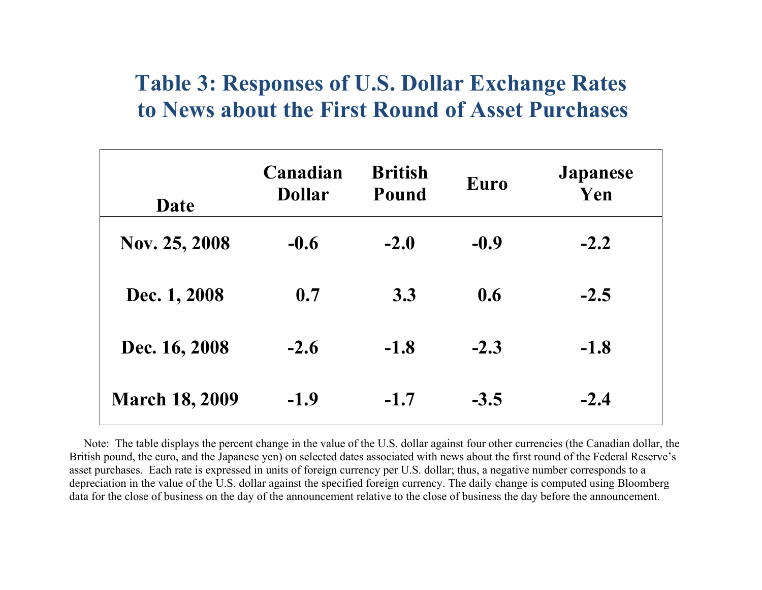# Table 3: Responses of U.S. Dollar Exchange Rates to News about the First Round of Asset Purchases

| Date | Canadian Dollar | British Pound | Euro | Japanese Yen |
|---|---|---|---|---|
| Nov. 25, 2008 | -0.6 | -2.0 | -0.9 | -2.2 |
| Dec. 1, 2008 | 0.7 | 3.3 | 0.6 | -2.5 |
| Dec. 16, 2008 | -2.6 | -1.8 | -2.3 | -1.8 |
| March 18, 2009 | -1.9 | -1.7 | -3.5 | -2.4 |

Note: The table displays the percent change in the value of the U.S. dollar against four other currencies (the Canadian dollar, the British pound, the euro, and the Japanese yen) on selected dates associated with news about the first round of the Federal Reserve's asset purchases. Each rate is expressed in units of foreign currency per U.S. dollar; thus, a negative number corresponds to a depreciation in the value of the U.S. dollar against the specified foreign currency. The daily change is computed using Bloomberg data for the close of business on the day of the announcement relative to the close of business the day before the announcement.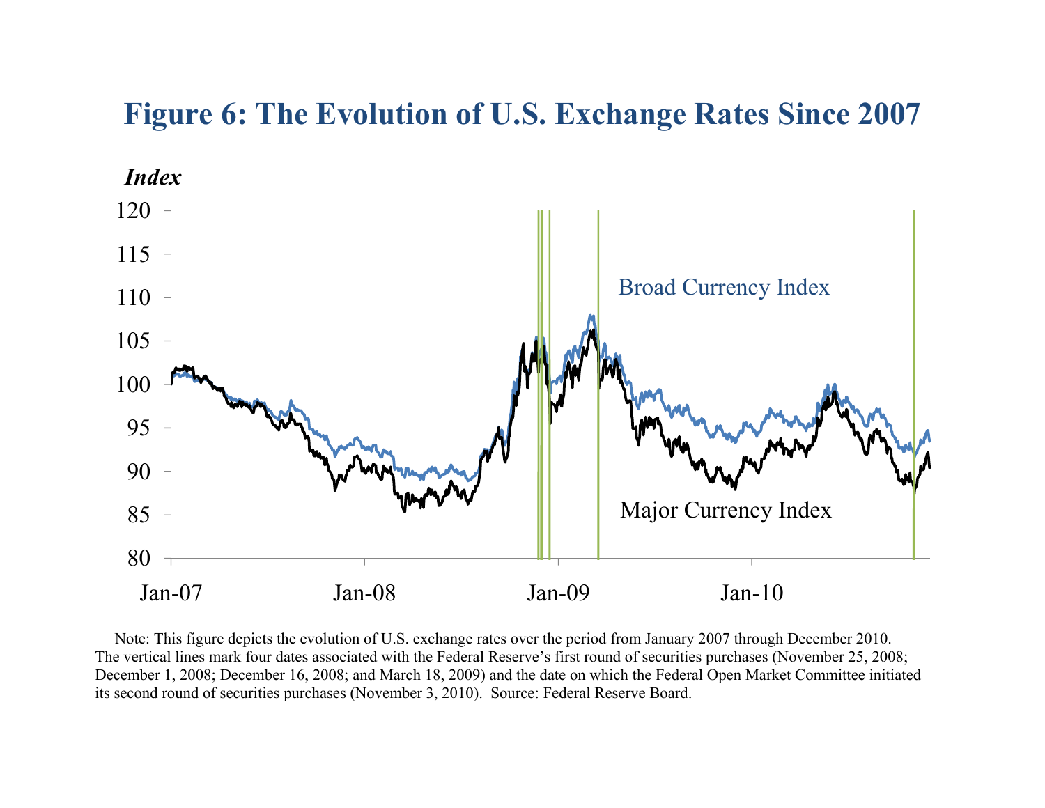# Figure 6: The Evolution of U.S. Exchange Rates Since 2007

Note: This figure depicts the evolution of U.S. exchange rates over the period from January 2007 through December 2010. The vertical lines mark four dates associated with the Federal Reserve's first round of securities purchases (November 25, 2008; December 1, 2008; December 16, 2008; and March 18, 2009) and the date on which the Federal Open Market Committee initiated its second round of securities purchases (November 3, 2010). Source: Federal Reserve Board.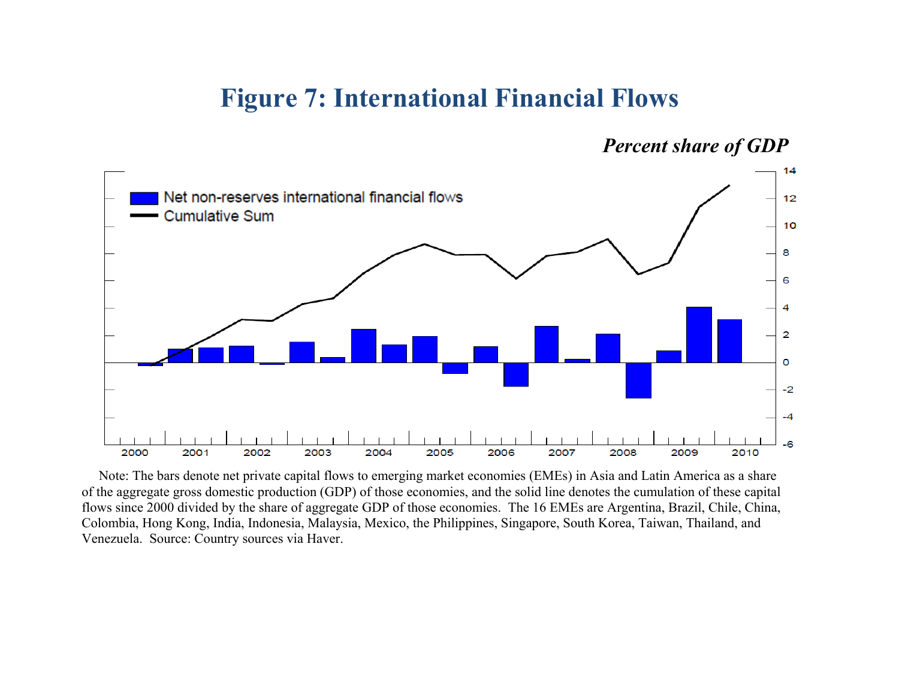# Figure 7: International Financial Flows

*Percent share of GDP*

Note: The bars denote net private capital flows to emerging market economies (EMEs) in Asia and Latin America as a share of the aggregate gross domestic production (GDP) of those economies, and the solid line denotes the cumulation of these capital flows since 2000 divided by the share of aggregate GDP of those economies. The 16 EMEs are Argentina, Brazil, Chile, China, Colombia, Hong Kong, India, Indonesia, Malaysia, Mexico, the Philippines, Singapore, South Korea, Taiwan, Thailand, and Venezuela. Source: Country sources via Haver.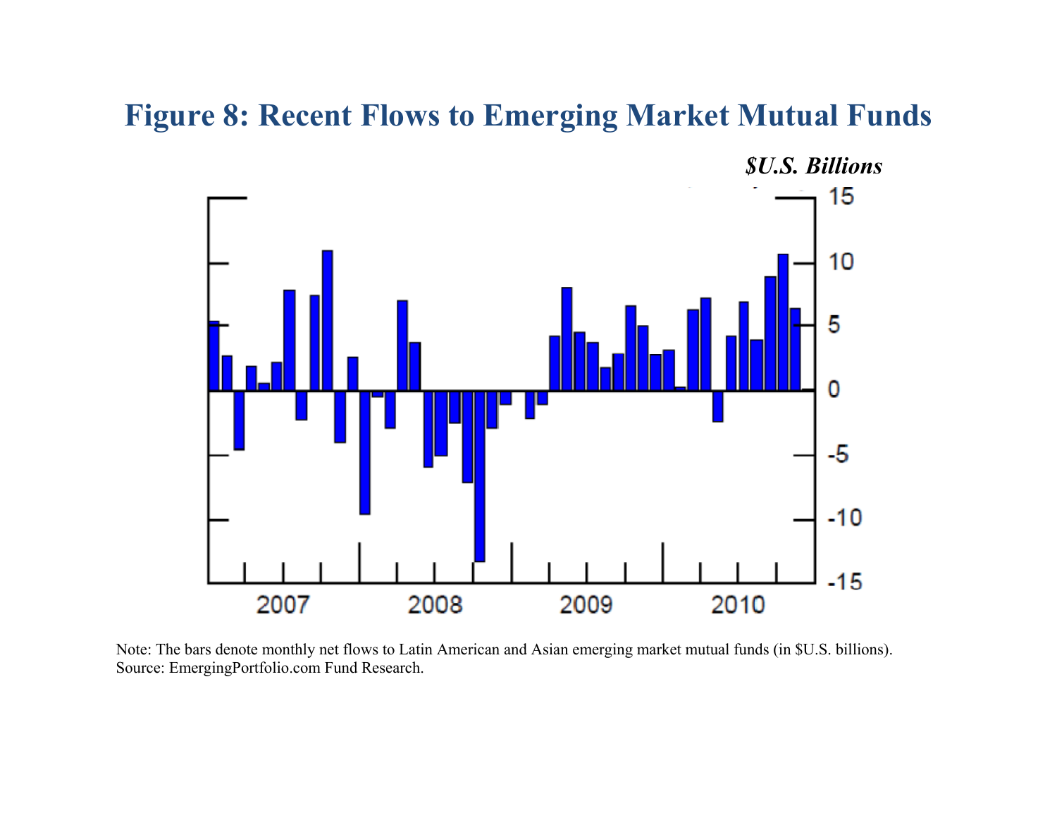# Figure 8: Recent Flows to Emerging Market Mutual Funds

*$U.S. Billions*

15
10
5
0
-5
-10
-15

2007
2008
2009
2010

Note: The bars denote monthly net flows to Latin American and Asian emerging market mutual funds (in $U.S. billions).
Source: EmergingPortfolio.com Fund Research.